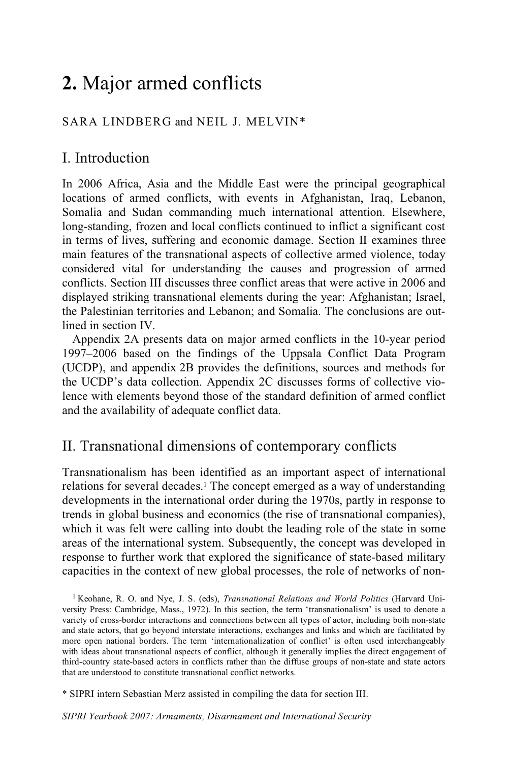# 2. Major armed conflicts

SARA LINDBERG and NEIL J. MELVIN*

## I. Introduction

In 2006 Africa, Asia and the Middle East were the principal geographical locations of armed conflicts, with events in Afghanistan, Iraq, Lebanon, Somalia and Sudan commanding much international attention. Elsewhere, long-standing, frozen and local conflicts continued to inflict a significant cost in terms of lives, suffering and economic damage. Section II examines three main features of the transnational aspects of collective armed violence, today considered vital for understanding the causes and progression of armed conflicts. Section III discusses three conflict areas that were active in 2006 and displayed striking transnational elements during the year: Afghanistan; Israel, the Palestinian territories and Lebanon; and Somalia. The conclusions are outlined in section IV.

Appendix 2A presents data on major armed conflicts in the 10-year period 1997–2006 based on the findings of the Uppsala Conflict Data Program (UCDP), and appendix 2B provides the definitions, sources and methods for the UCDP's data collection. Appendix 2C discusses forms of collective violence with elements beyond those of the standard definition of armed conflict and the availability of adequate conflict data.

## II. Transnational dimensions of contemporary conflicts

Transnationalism has been identified as an important aspect of international relations for several decades.[1] The concept emerged as a way of understanding developments in the international order during the 1970s, partly in response to trends in global business and economics (the rise of transnational companies), which it was felt were calling into doubt the leading role of the state in some areas of the international system. Subsequently, the concept was developed in response to further work that explored the significance of state-based military capacities in the context of new global processes, the role of networks of non-

[1] Keohane, R. O. and Nye, J. S. (eds), *Transnational Relations and World Politics* (Harvard University Press: Cambridge, Mass., 1972). In this section, the term 'transnationalism' is used to denote a variety of cross-border interactions and connections between all types of actor, including both non-state and state actors, that go beyond interstate interactions, exchanges and links and which are facilitated by more open national borders. The term 'internationalization of conflict' is often used interchangeably with ideas about transnational aspects of conflict, although it generally implies the direct engagement of third-country state-based actors in conflicts rather than the diffuse groups of non-state and state actors that are understood to constitute transnational conflict networks.

\* SIPRI intern Sebastian Merz assisted in compiling the data for section III.

*SIPRI Yearbook 2007: Armaments, Disarmament and International Security*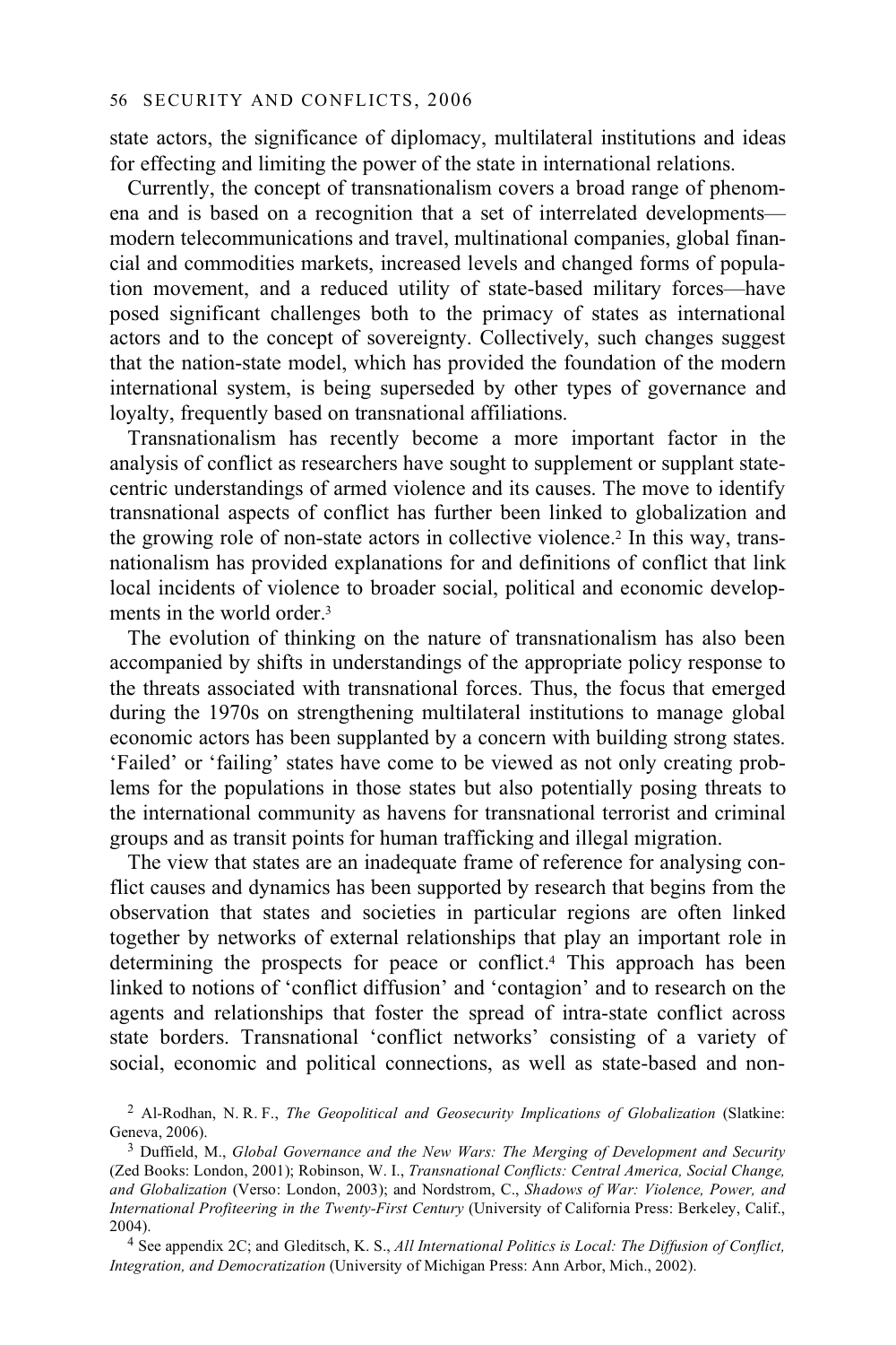state actors, the significance of diplomacy, multilateral institutions and ideas for effecting and limiting the power of the state in international relations.

Currently, the concept of transnationalism covers a broad range of phenomena and is based on a recognition that a set of interrelated developments—modern telecommunications and travel, multinational companies, global financial and commodities markets, increased levels and changed forms of population movement, and a reduced utility of state-based military forces—have posed significant challenges both to the primacy of states as international actors and to the concept of sovereignty. Collectively, such changes suggest that the nation-state model, which has provided the foundation of the modern international system, is being superseded by other types of governance and loyalty, frequently based on transnational affiliations.

Transnationalism has recently become a more important factor in the analysis of conflict as researchers have sought to supplement or supplant state-centric understandings of armed violence and its causes. The move to identify transnational aspects of conflict has further been linked to globalization and the growing role of non-state actors in collective violence.[2] In this way, transnationalism has provided explanations for and definitions of conflict that link local incidents of violence to broader social, political and economic developments in the world order.[3]

The evolution of thinking on the nature of transnationalism has also been accompanied by shifts in understandings of the appropriate policy response to the threats associated with transnational forces. Thus, the focus that emerged during the 1970s on strengthening multilateral institutions to manage global economic actors has been supplanted by a concern with building strong states. 'Failed' or 'failing' states have come to be viewed as not only creating problems for the populations in those states but also potentially posing threats to the international community as havens for transnational terrorist and criminal groups and as transit points for human trafficking and illegal migration.

The view that states are an inadequate frame of reference for analysing conflict causes and dynamics has been supported by research that begins from the observation that states and societies in particular regions are often linked together by networks of external relationships that play an important role in determining the prospects for peace or conflict.[4] This approach has been linked to notions of 'conflict diffusion' and 'contagion' and to research on the agents and relationships that foster the spread of intra-state conflict across state borders. Transnational 'conflict networks' consisting of a variety of social, economic and political connections, as well as state-based and non-

[2] Al-Rodhan, N. R. F., *The Geopolitical and Geosecurity Implications of Globalization* (Slatkine: Geneva, 2006).

[3] Duffield, M., *Global Governance and the New Wars: The Merging of Development and Security* (Zed Books: London, 2001); Robinson, W. I., *Transnational Conflicts: Central America, Social Change, and Globalization* (Verso: London, 2003); and Nordstrom, C., *Shadows of War: Violence, Power, and International Profiteering in the Twenty-First Century* (University of California Press: Berkeley, Calif., 2004).

[4] See appendix 2C; and Gleditsch, K. S., *All International Politics is Local: The Diffusion of Conflict, Integration, and Democratization* (University of Michigan Press: Ann Arbor, Mich., 2002).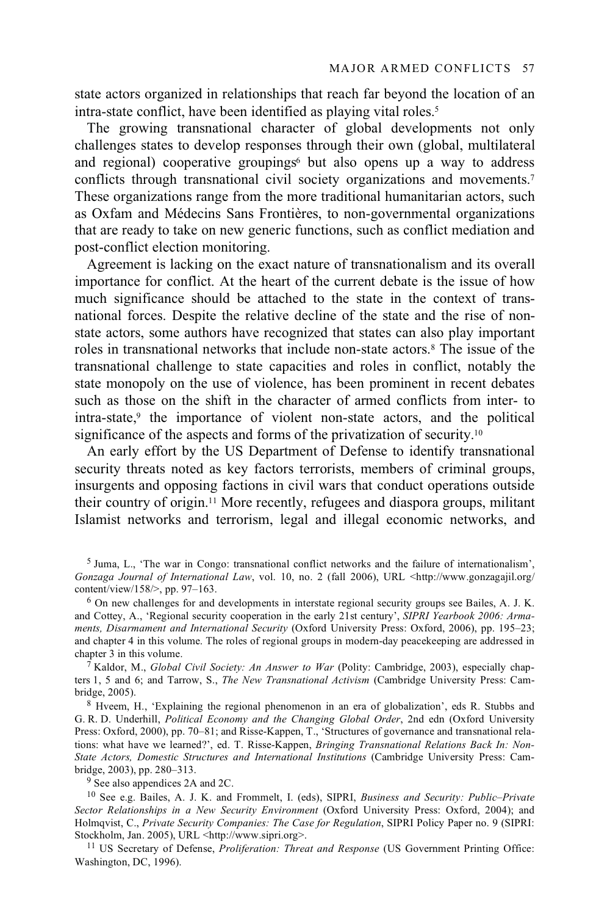state actors organized in relationships that reach far beyond the location of an intra-state conflict, have been identified as playing vital roles.[5]

The growing transnational character of global developments not only challenges states to develop responses through their own (global, multilateral and regional) cooperative groupings[6] but also opens up a way to address conflicts through transnational civil society organizations and movements.[7] These organizations range from the more traditional humanitarian actors, such as Oxfam and Médecins Sans Frontières, to non-governmental organizations that are ready to take on new generic functions, such as conflict mediation and post-conflict election monitoring.

Agreement is lacking on the exact nature of transnationalism and its overall importance for conflict. At the heart of the current debate is the issue of how much significance should be attached to the state in the context of transnational forces. Despite the relative decline of the state and the rise of non-state actors, some authors have recognized that states can also play important roles in transnational networks that include non-state actors.[8] The issue of the transnational challenge to state capacities and roles in conflict, notably the state monopoly on the use of violence, has been prominent in recent debates such as those on the shift in the character of armed conflicts from inter- to intra-state,[9] the importance of violent non-state actors, and the political significance of the aspects and forms of the privatization of security.[10]

An early effort by the US Department of Defense to identify transnational security threats noted as key factors terrorists, members of criminal groups, insurgents and opposing factions in civil wars that conduct operations outside their country of origin.[11] More recently, refugees and diaspora groups, militant Islamist networks and terrorism, legal and illegal economic networks, and

[5] Juma, L., 'The war in Congo: transnational conflict networks and the failure of internationalism', *Gonzaga Journal of International Law*, vol. 10, no. 2 (fall 2006), URL <http://www.gonzagajil.org/content/view/158/>, pp. 97–163.

[6] On new challenges for and developments in interstate regional security groups see Bailes, A. J. K. and Cottey, A., 'Regional security cooperation in the early 21st century', *SIPRI Yearbook 2006: Armaments, Disarmament and International Security* (Oxford University Press: Oxford, 2006), pp. 195–23; and chapter 4 in this volume. The roles of regional groups in modern-day peacekeeping are addressed in chapter 3 in this volume.

[7] Kaldor, M., *Global Civil Society: An Answer to War* (Polity: Cambridge, 2003), especially chapters 1, 5 and 6; and Tarrow, S., *The New Transnational Activism* (Cambridge University Press: Cambridge, 2005).

[8] Hveem, H., 'Explaining the regional phenomenon in an era of globalization', eds R. Stubbs and G. R. D. Underhill, *Political Economy and the Changing Global Order*, 2nd edn (Oxford University Press: Oxford, 2000), pp. 70–81; and Risse-Kappen, T., 'Structures of governance and transnational relations: what have we learned?', ed. T. Risse-Kappen, *Bringing Transnational Relations Back In: Non-State Actors, Domestic Structures and International Institutions* (Cambridge University Press: Cambridge, 2003), pp. 280–313.

[9] See also appendices 2A and 2C.

[10] See e.g. Bailes, A. J. K. and Frommelt, I. (eds), SIPRI, *Business and Security: Public–Private Sector Relationships in a New Security Environment* (Oxford University Press: Oxford, 2004); and Holmqvist, C., *Private Security Companies: The Case for Regulation*, SIPRI Policy Paper no. 9 (SIPRI: Stockholm, Jan. 2005), URL <http://www.sipri.org>.

[11] US Secretary of Defense, *Proliferation: Threat and Response* (US Government Printing Office: Washington, DC, 1996).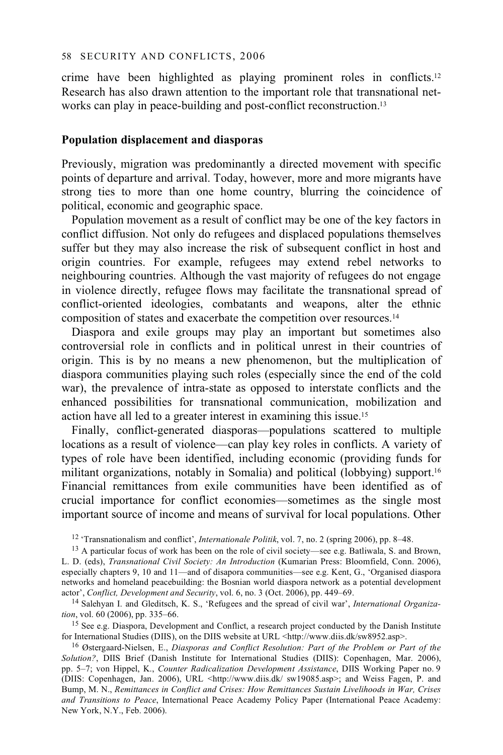crime have been highlighted as playing prominent roles in conflicts.[12] Research has also drawn attention to the important role that transnational networks can play in peace-building and post-conflict reconstruction.[13]

**Population displacement and diasporas**

Previously, migration was predominantly a directed movement with specific points of departure and arrival. Today, however, more and more migrants have strong ties to more than one home country, blurring the coincidence of political, economic and geographic space.

Population movement as a result of conflict may be one of the key factors in conflict diffusion. Not only do refugees and displaced populations themselves suffer but they may also increase the risk of subsequent conflict in host and origin countries. For example, refugees may extend rebel networks to neighbouring countries. Although the vast majority of refugees do not engage in violence directly, refugee flows may facilitate the transnational spread of conflict-oriented ideologies, combatants and weapons, alter the ethnic composition of states and exacerbate the competition over resources.[14]

Diaspora and exile groups may play an important but sometimes also controversial role in conflicts and in political unrest in their countries of origin. This is by no means a new phenomenon, but the multiplication of diaspora communities playing such roles (especially since the end of the cold war), the prevalence of intra-state as opposed to interstate conflicts and the enhanced possibilities for transnational communication, mobilization and action have all led to a greater interest in examining this issue.[15]

Finally, conflict-generated diasporas—populations scattered to multiple locations as a result of violence—can play key roles in conflicts. A variety of types of role have been identified, including economic (providing funds for militant organizations, notably in Somalia) and political (lobbying) support.[16] Financial remittances from exile communities have been identified as of crucial importance for conflict economies—sometimes as the single most important source of income and means of survival for local populations. Other

[12] 'Transnationalism and conflict', *Internationale Politik*, vol. 7, no. 2 (spring 2006), pp. 8–48.

[13] A particular focus of work has been on the role of civil society—see e.g. Batliwala, S. and Brown, L. D. (eds), *Transnational Civil Society: An Introduction* (Kumarian Press: Bloomfield, Conn. 2006), especially chapters 9, 10 and 11—and of disapora communities—see e.g. Kent, G., 'Organised diaspora networks and homeland peacebuilding: the Bosnian world diaspora network as a potential development actor', *Conflict, Development and Security*, vol. 6, no. 3 (Oct. 2006), pp. 449–69.

[14] Salehyan I. and Gleditsch, K. S., 'Refugees and the spread of civil war', *International Organization*, vol. 60 (2006), pp. 335–66.

[15] See e.g. Diaspora, Development and Conflict, a research project conducted by the Danish Institute for International Studies (DIIS), on the DIIS website at URL <http://www.diis.dk/sw8952.asp>.

[16] Østergaard-Nielsen, E., *Diasporas and Conflict Resolution: Part of the Problem or Part of the Solution?*, DIIS Brief (Danish Institute for International Studies (DIIS): Copenhagen, Mar. 2006), pp. 5–7; von Hippel, K., *Counter Radicalization Development Assistance*, DIIS Working Paper no. 9 (DIIS: Copenhagen, Jan. 2006), URL <http://www.diis.dk/ sw19085.asp>; and Weiss Fagen, P. and Bump, M. N., *Remittances in Conflict and Crises: How Remittances Sustain Livelihoods in War, Crises and Transitions to Peace*, International Peace Academy Policy Paper (International Peace Academy: New York, N.Y., Feb. 2006).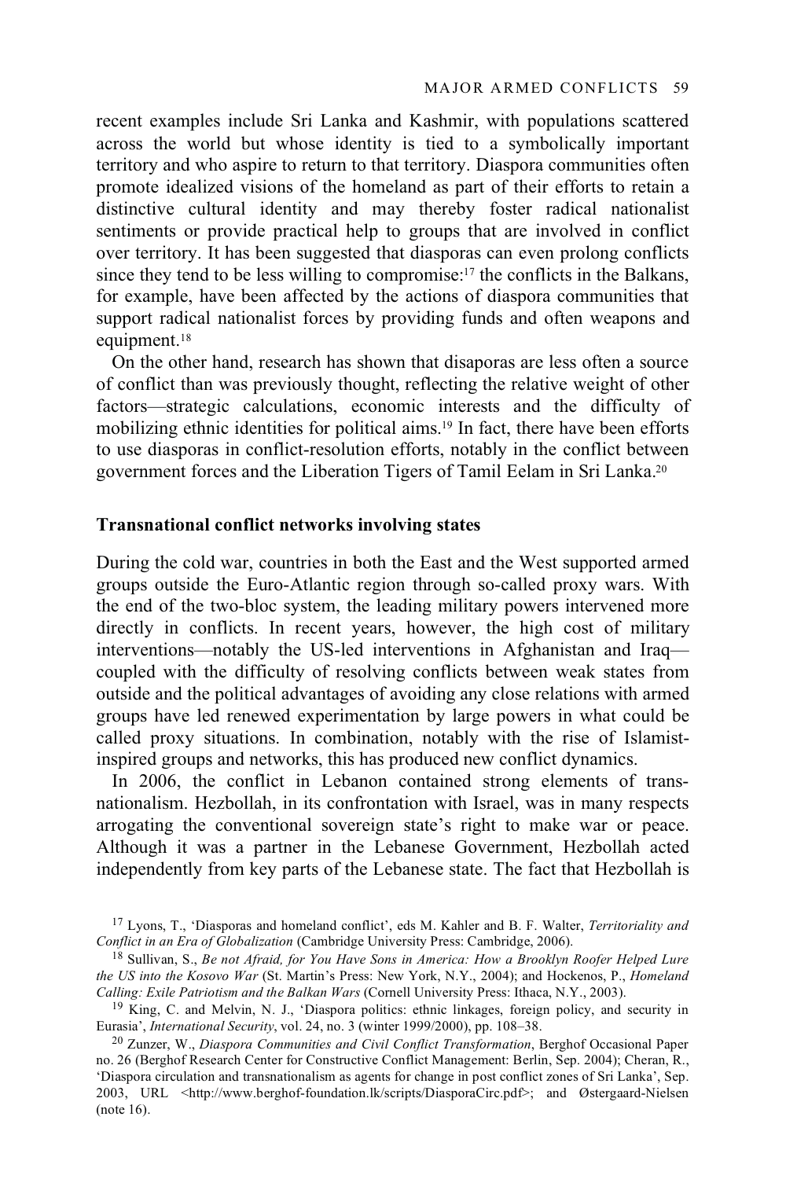recent examples include Sri Lanka and Kashmir, with populations scattered across the world but whose identity is tied to a symbolically important territory and who aspire to return to that territory. Diaspora communities often promote idealized visions of the homeland as part of their efforts to retain a distinctive cultural identity and may thereby foster radical nationalist sentiments or provide practical help to groups that are involved in conflict over territory. It has been suggested that diasporas can even prolong conflicts since they tend to be less willing to compromise:[17] the conflicts in the Balkans, for example, have been affected by the actions of diaspora communities that support radical nationalist forces by providing funds and often weapons and equipment.[18]

On the other hand, research has shown that disaporas are less often a source of conflict than was previously thought, reflecting the relative weight of other factors—strategic calculations, economic interests and the difficulty of mobilizing ethnic identities for political aims.[19] In fact, there have been efforts to use diasporas in conflict-resolution efforts, notably in the conflict between government forces and the Liberation Tigers of Tamil Eelam in Sri Lanka.[20]

### Transnational conflict networks involving states

During the cold war, countries in both the East and the West supported armed groups outside the Euro-Atlantic region through so-called proxy wars. With the end of the two-bloc system, the leading military powers intervened more directly in conflicts. In recent years, however, the high cost of military interventions—notably the US-led interventions in Afghanistan and Iraq—coupled with the difficulty of resolving conflicts between weak states from outside and the political advantages of avoiding any close relations with armed groups have led renewed experimentation by large powers in what could be called proxy situations. In combination, notably with the rise of Islamist-inspired groups and networks, this has produced new conflict dynamics.

In 2006, the conflict in Lebanon contained strong elements of trans-nationalism. Hezbollah, in its confrontation with Israel, was in many respects arrogating the conventional sovereign state's right to make war or peace. Although it was a partner in the Lebanese Government, Hezbollah acted independently from key parts of the Lebanese state. The fact that Hezbollah is

[17] Lyons, T., 'Diasporas and homeland conflict', eds M. Kahler and B. F. Walter, *Territoriality and Conflict in an Era of Globalization* (Cambridge University Press: Cambridge, 2006).

[18] Sullivan, S., *Be not Afraid, for You Have Sons in America: How a Brooklyn Roofer Helped Lure the US into the Kosovo War* (St. Martin's Press: New York, N.Y., 2004); and Hockenos, P., *Homeland Calling: Exile Patriotism and the Balkan Wars* (Cornell University Press: Ithaca, N.Y., 2003).

[19] King, C. and Melvin, N. J., 'Diaspora politics: ethnic linkages, foreign policy, and security in Eurasia', *International Security*, vol. 24, no. 3 (winter 1999/2000), pp. 108–38.

[20] Zunzer, W., *Diaspora Communities and Civil Conflict Transformation*, Berghof Occasional Paper no. 26 (Berghof Research Center for Constructive Conflict Management: Berlin, Sep. 2004); Cheran, R., 'Diaspora circulation and transnationalism as agents for change in post conflict zones of Sri Lanka', Sep. 2003, URL <http://www.berghof-foundation.lk/scripts/DiasporaCirc.pdf>; and Østergaard-Nielsen (note 16).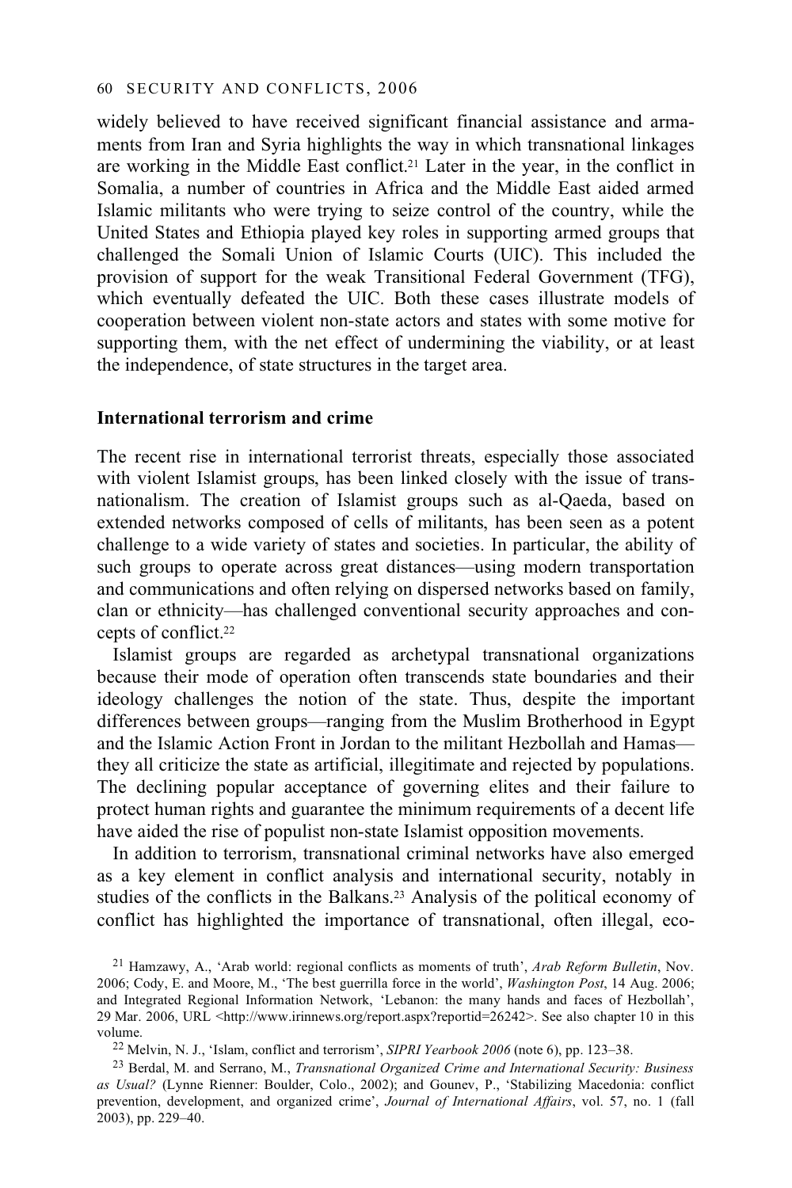widely believed to have received significant financial assistance and armaments from Iran and Syria highlights the way in which transnational linkages are working in the Middle East conflict.[21] Later in the year, in the conflict in Somalia, a number of countries in Africa and the Middle East aided armed Islamic militants who were trying to seize control of the country, while the United States and Ethiopia played key roles in supporting armed groups that challenged the Somali Union of Islamic Courts (UIC). This included the provision of support for the weak Transitional Federal Government (TFG), which eventually defeated the UIC. Both these cases illustrate models of cooperation between violent non-state actors and states with some motive for supporting them, with the net effect of undermining the viability, or at least the independence, of state structures in the target area.

### International terrorism and crime

The recent rise in international terrorist threats, especially those associated with violent Islamist groups, has been linked closely with the issue of transnationalism. The creation of Islamist groups such as al-Qaeda, based on extended networks composed of cells of militants, has been seen as a potent challenge to a wide variety of states and societies. In particular, the ability of such groups to operate across great distances—using modern transportation and communications and often relying on dispersed networks based on family, clan or ethnicity—has challenged conventional security approaches and concepts of conflict.[22]

Islamist groups are regarded as archetypal transnational organizations because their mode of operation often transcends state boundaries and their ideology challenges the notion of the state. Thus, despite the important differences between groups—ranging from the Muslim Brotherhood in Egypt and the Islamic Action Front in Jordan to the militant Hezbollah and Hamas—they all criticize the state as artificial, illegitimate and rejected by populations. The declining popular acceptance of governing elites and their failure to protect human rights and guarantee the minimum requirements of a decent life have aided the rise of populist non-state Islamist opposition movements.

In addition to terrorism, transnational criminal networks have also emerged as a key element in conflict analysis and international security, notably in studies of the conflicts in the Balkans.[23] Analysis of the political economy of conflict has highlighted the importance of transnational, often illegal, eco-

---

[21] Hamzawy, A., 'Arab world: regional conflicts as moments of truth', *Arab Reform Bulletin*, Nov. 2006; Cody, E. and Moore, M., 'The best guerrilla force in the world', *Washington Post*, 14 Aug. 2006; and Integrated Regional Information Network, 'Lebanon: the many hands and faces of Hezbollah', 29 Mar. 2006, URL <http://www.irinnews.org/report.aspx?reportid=26242>. See also chapter 10 in this volume.

[22] Melvin, N. J., 'Islam, conflict and terrorism', *SIPRI Yearbook 2006* (note 6), pp. 123–38.

[23] Berdal, M. and Serrano, M., *Transnational Organized Crime and International Security: Business as Usual?* (Lynne Rienner: Boulder, Colo., 2002); and Gounev, P., 'Stabilizing Macedonia: conflict prevention, development, and organized crime', *Journal of International Affairs*, vol. 57, no. 1 (fall 2003), pp. 229–40.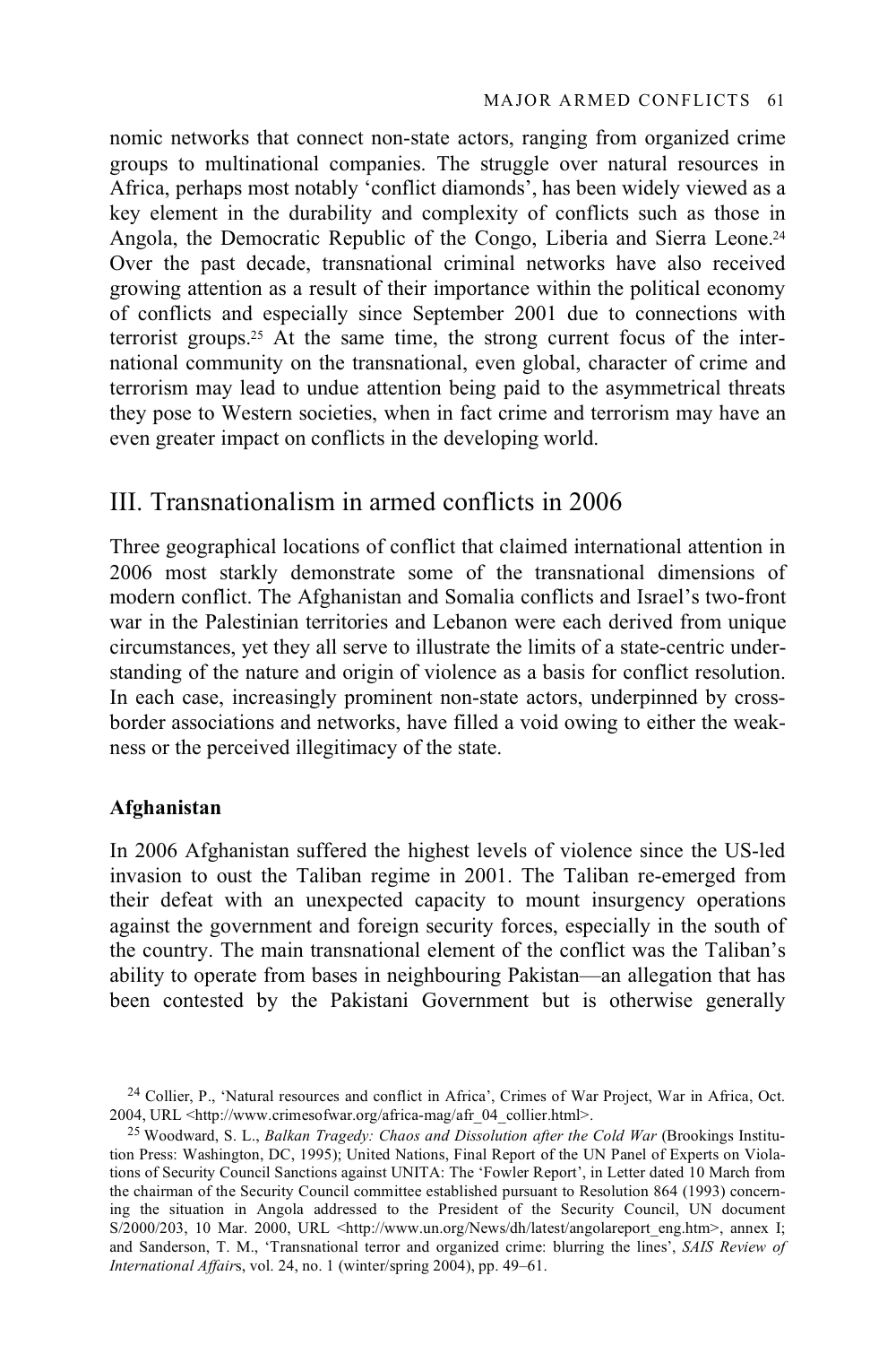nomic networks that connect non-state actors, ranging from organized crime groups to multinational companies. The struggle over natural resources in Africa, perhaps most notably 'conflict diamonds', has been widely viewed as a key element in the durability and complexity of conflicts such as those in Angola, the Democratic Republic of the Congo, Liberia and Sierra Leone.[24] Over the past decade, transnational criminal networks have also received growing attention as a result of their importance within the political economy of conflicts and especially since September 2001 due to connections with terrorist groups.[25] At the same time, the strong current focus of the international community on the transnational, even global, character of crime and terrorism may lead to undue attention being paid to the asymmetrical threats they pose to Western societies, when in fact crime and terrorism may have an even greater impact on conflicts in the developing world.

## III. Transnationalism in armed conflicts in 2006

Three geographical locations of conflict that claimed international attention in 2006 most starkly demonstrate some of the transnational dimensions of modern conflict. The Afghanistan and Somalia conflicts and Israel's two-front war in the Palestinian territories and Lebanon were each derived from unique circumstances, yet they all serve to illustrate the limits of a state-centric understanding of the nature and origin of violence as a basis for conflict resolution. In each case, increasingly prominent non-state actors, underpinned by cross-border associations and networks, have filled a void owing to either the weakness or the perceived illegitimacy of the state.

### Afghanistan

In 2006 Afghanistan suffered the highest levels of violence since the US-led invasion to oust the Taliban regime in 2001. The Taliban re-emerged from their defeat with an unexpected capacity to mount insurgency operations against the government and foreign security forces, especially in the south of the country. The main transnational element of the conflict was the Taliban's ability to operate from bases in neighbouring Pakistan—an allegation that has been contested by the Pakistani Government but is otherwise generally

[24] Collier, P., 'Natural resources and conflict in Africa', Crimes of War Project, War in Africa, Oct. 2004, URL <http://www.crimesofwar.org/africa-mag/afr_04_collier.html>.

[25] Woodward, S. L., *Balkan Tragedy: Chaos and Dissolution after the Cold War* (Brookings Institution Press: Washington, DC, 1995); United Nations, Final Report of the UN Panel of Experts on Violations of Security Council Sanctions against UNITA: The 'Fowler Report', in Letter dated 10 March from the chairman of the Security Council committee established pursuant to Resolution 864 (1993) concerning the situation in Angola addressed to the President of the Security Council, UN document S/2000/203, 10 Mar. 2000, URL <http://www.un.org/News/dh/latest/angolareport_eng.htm>, annex I; and Sanderson, T. M., 'Transnational terror and organized crime: blurring the lines', *SAIS Review of International Affairs*, vol. 24, no. 1 (winter/spring 2004), pp. 49–61.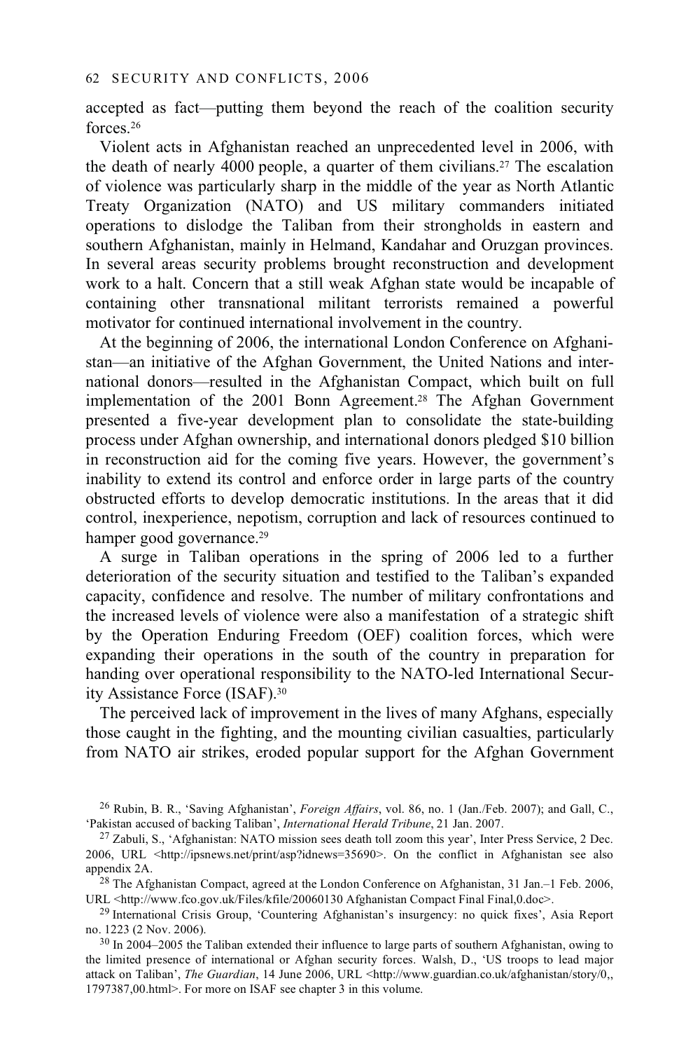accepted as fact—putting them beyond the reach of the coalition security forces.[26]

Violent acts in Afghanistan reached an unprecedented level in 2006, with the death of nearly 4000 people, a quarter of them civilians.[27] The escalation of violence was particularly sharp in the middle of the year as North Atlantic Treaty Organization (NATO) and US military commanders initiated operations to dislodge the Taliban from their strongholds in eastern and southern Afghanistan, mainly in Helmand, Kandahar and Oruzgan provinces. In several areas security problems brought reconstruction and development work to a halt. Concern that a still weak Afghan state would be incapable of containing other transnational militant terrorists remained a powerful motivator for continued international involvement in the country.

At the beginning of 2006, the international London Conference on Afghanistan—an initiative of the Afghan Government, the United Nations and international donors—resulted in the Afghanistan Compact, which built on full implementation of the 2001 Bonn Agreement.[28] The Afghan Government presented a five-year development plan to consolidate the state-building process under Afghan ownership, and international donors pledged $10 billion in reconstruction aid for the coming five years. However, the government's inability to extend its control and enforce order in large parts of the country obstructed efforts to develop democratic institutions. In the areas that it did control, inexperience, nepotism, corruption and lack of resources continued to hamper good governance.[29]

A surge in Taliban operations in the spring of 2006 led to a further deterioration of the security situation and testified to the Taliban's expanded capacity, confidence and resolve. The number of military confrontations and the increased levels of violence were also a manifestation of a strategic shift by the Operation Enduring Freedom (OEF) coalition forces, which were expanding their operations in the south of the country in preparation for handing over operational responsibility to the NATO-led International Security Assistance Force (ISAF).[30]

The perceived lack of improvement in the lives of many Afghans, especially those caught in the fighting, and the mounting civilian casualties, particularly from NATO air strikes, eroded popular support for the Afghan Government

---

[26] Rubin, B. R., 'Saving Afghanistan', *Foreign Affairs*, vol. 86, no. 1 (Jan./Feb. 2007); and Gall, C., 'Pakistan accused of backing Taliban', *International Herald Tribune*, 21 Jan. 2007.

[27] Zabuli, S., 'Afghanistan: NATO mission sees death toll zoom this year', Inter Press Service, 2 Dec. 2006, URL <http://ipsnews.net/print/asp?idnews=35690>. On the conflict in Afghanistan see also appendix 2A.

[28] The Afghanistan Compact, agreed at the London Conference on Afghanistan, 31 Jan.–1 Feb. 2006, URL <http://www.fco.gov.uk/Files/kfile/20060130 Afghanistan Compact Final Final,0.doc>.

[29] International Crisis Group, 'Countering Afghanistan's insurgency: no quick fixes', Asia Report no. 1223 (2 Nov. 2006).

[30] In 2004–2005 the Taliban extended their influence to large parts of southern Afghanistan, owing to the limited presence of international or Afghan security forces. Walsh, D., 'US troops to lead major attack on Taliban', *The Guardian*, 14 June 2006, URL <http://www.guardian.co.uk/afghanistan/story/0,,1797387,00.html>. For more on ISAF see chapter 3 in this volume.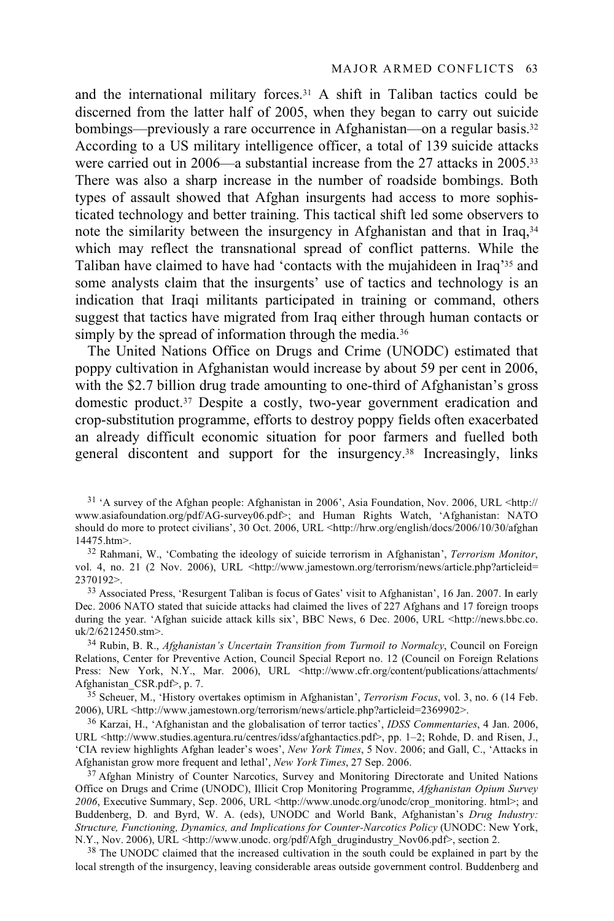and the international military forces.[31] A shift in Taliban tactics could be discerned from the latter half of 2005, when they began to carry out suicide bombings—previously a rare occurrence in Afghanistan—on a regular basis.[32] According to a US military intelligence officer, a total of 139 suicide attacks were carried out in 2006—a substantial increase from the 27 attacks in 2005.[33] There was also a sharp increase in the number of roadside bombings. Both types of assault showed that Afghan insurgents had access to more sophisticated technology and better training. This tactical shift led some observers to note the similarity between the insurgency in Afghanistan and that in Iraq,[34] which may reflect the transnational spread of conflict patterns. While the Taliban have claimed to have had 'contacts with the mujahideen in Iraq'[35] and some analysts claim that the insurgents' use of tactics and technology is an indication that Iraqi militants participated in training or command, others suggest that tactics have migrated from Iraq either through human contacts or simply by the spread of information through the media.[36]

The United Nations Office on Drugs and Crime (UNODC) estimated that poppy cultivation in Afghanistan would increase by about 59 per cent in 2006, with the $2.7 billion drug trade amounting to one-third of Afghanistan's gross domestic product.[37] Despite a costly, two-year government eradication and crop-substitution programme, efforts to destroy poppy fields often exacerbated an already difficult economic situation for poor farmers and fuelled both general discontent and support for the insurgency.[38] Increasingly, links

[31] 'A survey of the Afghan people: Afghanistan in 2006', Asia Foundation, Nov. 2006, URL <http://www.asiafoundation.org/pdf/AG-survey06.pdf>; and Human Rights Watch, 'Afghanistan: NATO should do more to protect civilians', 30 Oct. 2006, URL <http://hrw.org/english/docs/2006/10/30/afghan14475.htm>.

[32] Rahmani, W., 'Combating the ideology of suicide terrorism in Afghanistan', *Terrorism Monitor*, vol. 4, no. 21 (2 Nov. 2006), URL <http://www.jamestown.org/terrorism/news/article.php?articleid=2370192>.

[33] Associated Press, 'Resurgent Taliban is focus of Gates' visit to Afghanistan', 16 Jan. 2007. In early Dec. 2006 NATO stated that suicide attacks had claimed the lives of 227 Afghans and 17 foreign troops during the year. 'Afghan suicide attack kills six', BBC News, 6 Dec. 2006, URL <http://news.bbc.co.uk/2/6212450.stm>.

[34] Rubin, B. R., *Afghanistan's Uncertain Transition from Turmoil to Normalcy*, Council on Foreign Relations, Center for Preventive Action, Council Special Report no. 12 (Council on Foreign Relations Press: New York, N.Y., Mar. 2006), URL <http://www.cfr.org/content/publications/attachments/Afghanistan_CSR.pdf>, p. 7.

[35] Scheuer, M., 'History overtakes optimism in Afghanistan', *Terrorism Focus*, vol. 3, no. 6 (14 Feb. 2006), URL <http://www.jamestown.org/terrorism/news/article.php?articleid=2369902>.

[36] Karzai, H., 'Afghanistan and the globalisation of terror tactics', *IDSS Commentaries*, 4 Jan. 2006, URL <http://www.studies.agentura.ru/centres/idss/afghantactics.pdf>, pp. 1–2; Rohde, D. and Risen, J., 'CIA review highlights Afghan leader's woes', *New York Times*, 5 Nov. 2006; and Gall, C., 'Attacks in Afghanistan grow more frequent and lethal', *New York Times*, 27 Sep. 2006.

[37] Afghan Ministry of Counter Narcotics, Survey and Monitoring Directorate and United Nations Office on Drugs and Crime (UNODC), Illicit Crop Monitoring Programme, *Afghanistan Opium Survey 2006*, Executive Summary, Sep. 2006, URL <http://www.unodc.org/unodc/crop_monitoring. html>; and Buddenberg, D. and Byrd, W. A. (eds), UNODC and World Bank, Afghanistan's *Drug Industry: Structure, Functioning, Dynamics, and Implications for Counter-Narcotics Policy* (UNODC: New York, N.Y., Nov. 2006), URL <http://www.unodc. org/pdf/Afgh_drugindustry_Nov06.pdf>, section 2.

[38] The UNODC claimed that the increased cultivation in the south could be explained in part by the local strength of the insurgency, leaving considerable areas outside government control. Buddenberg and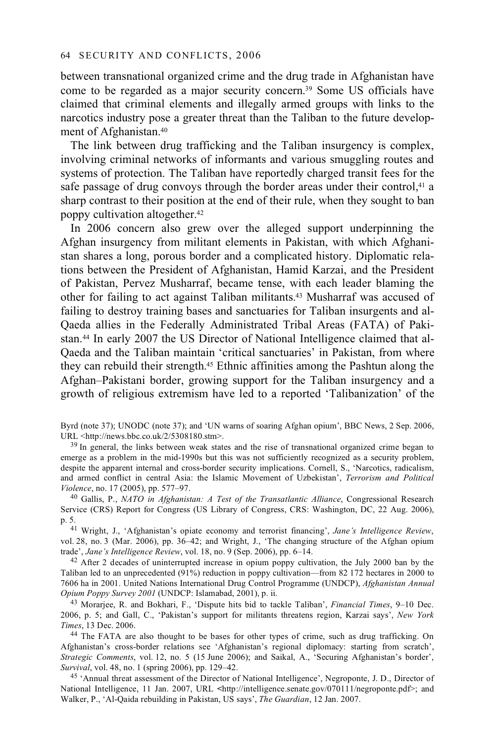between transnational organized crime and the drug trade in Afghanistan have come to be regarded as a major security concern.[39] Some US officials have claimed that criminal elements and illegally armed groups with links to the narcotics industry pose a greater threat than the Taliban to the future development of Afghanistan.[40]

The link between drug trafficking and the Taliban insurgency is complex, involving criminal networks of informants and various smuggling routes and systems of protection. The Taliban have reportedly charged transit fees for the safe passage of drug convoys through the border areas under their control,[41] a sharp contrast to their position at the end of their rule, when they sought to ban poppy cultivation altogether.[42]

In 2006 concern also grew over the alleged support underpinning the Afghan insurgency from militant elements in Pakistan, with which Afghanistan shares a long, porous border and a complicated history. Diplomatic relations between the President of Afghanistan, Hamid Karzai, and the President of Pakistan, Pervez Musharraf, became tense, with each leader blaming the other for failing to act against Taliban militants.[43] Musharraf was accused of failing to destroy training bases and sanctuaries for Taliban insurgents and al-Qaeda allies in the Federally Administrated Tribal Areas (FATA) of Pakistan.[44] In early 2007 the US Director of National Intelligence claimed that al-Qaeda and the Taliban maintain 'critical sanctuaries' in Pakistan, from where they can rebuild their strength.[45] Ethnic affinities among the Pashtun along the Afghan–Pakistani border, growing support for the Taliban insurgency and a growth of religious extremism have led to a reported 'Talibanization' of the

---

Byrd (note 37); UNODC (note 37); and 'UN warns of soaring Afghan opium', BBC News, 2 Sep. 2006, URL <http://news.bbc.co.uk/2/5308180.stm>.

[39] In general, the links between weak states and the rise of transnational organized crime began to emerge as a problem in the mid-1990s but this was not sufficiently recognized as a security problem, despite the apparent internal and cross-border security implications. Cornell, S., 'Narcotics, radicalism, and armed conflict in central Asia: the Islamic Movement of Uzbekistan', *Terrorism and Political Violence*, no. 17 (2005), pp. 577–97.

[40] Gallis, P., *NATO in Afghanistan: A Test of the Transatlantic Alliance*, Congressional Research Service (CRS) Report for Congress (US Library of Congress, CRS: Washington, DC, 22 Aug. 2006), p. 5.

[41] Wright, J., 'Afghanistan's opiate economy and terrorist financing', *Jane's Intelligence Review*, vol. 28, no. 3 (Mar. 2006), pp. 36–42; and Wright, J., 'The changing structure of the Afghan opium trade', *Jane's Intelligence Review*, vol. 18, no. 9 (Sep. 2006), pp. 6–14.

[42] After 2 decades of uninterrupted increase in opium poppy cultivation, the July 2000 ban by the Taliban led to an unprecedented (91%) reduction in poppy cultivation—from 82 172 hectares in 2000 to 7606 ha in 2001. United Nations International Drug Control Programme (UNDCP), *Afghanistan Annual Opium Poppy Survey 2001* (UNDCP: Islamabad, 2001), p. ii.

[43] Morarjee, R. and Bokhari, F., 'Dispute hits bid to tackle Taliban', *Financial Times*, 9–10 Dec. 2006, p. 5; and Gall, C., 'Pakistan's support for militants threatens region, Karzai says', *New York Times*, 13 Dec. 2006.

[44] The FATA are also thought to be bases for other types of crime, such as drug trafficking. On Afghanistan's cross-border relations see 'Afghanistan's regional diplomacy: starting from scratch', *Strategic Comments*, vol. 12, no. 5 (15 June 2006); and Saikal, A., 'Securing Afghanistan's border', *Survival*, vol. 48, no. 1 (spring 2006), pp. 129–42.

[45] 'Annual threat assessment of the Director of National Intelligence', Negroponte, J. D., Director of National Intelligence, 11 Jan. 2007, URL <http://intelligence.senate.gov/070111/negroponte.pdf>; and Walker, P., 'Al-Qaida rebuilding in Pakistan, US says', *The Guardian*, 12 Jan. 2007.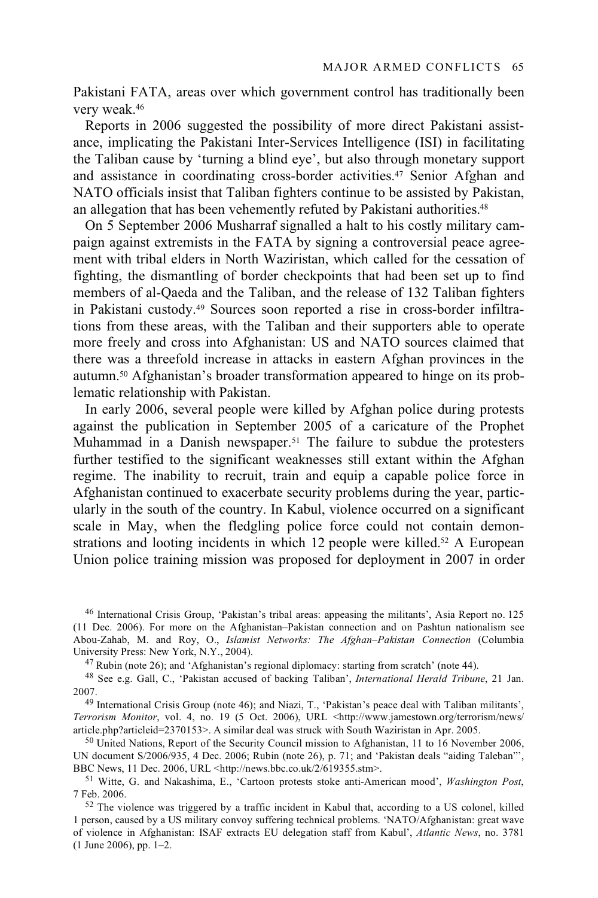Pakistani FATA, areas over which government control has traditionally been very weak.[46]

Reports in 2006 suggested the possibility of more direct Pakistani assistance, implicating the Pakistani Inter-Services Intelligence (ISI) in facilitating the Taliban cause by 'turning a blind eye', but also through monetary support and assistance in coordinating cross-border activities.[47] Senior Afghan and NATO officials insist that Taliban fighters continue to be assisted by Pakistan, an allegation that has been vehemently refuted by Pakistani authorities.[48]

On 5 September 2006 Musharraf signalled a halt to his costly military campaign against extremists in the FATA by signing a controversial peace agreement with tribal elders in North Waziristan, which called for the cessation of fighting, the dismantling of border checkpoints that had been set up to find members of al-Qaeda and the Taliban, and the release of 132 Taliban fighters in Pakistani custody.[49] Sources soon reported a rise in cross-border infiltrations from these areas, with the Taliban and their supporters able to operate more freely and cross into Afghanistan: US and NATO sources claimed that there was a threefold increase in attacks in eastern Afghan provinces in the autumn.[50] Afghanistan's broader transformation appeared to hinge on its problematic relationship with Pakistan.

In early 2006, several people were killed by Afghan police during protests against the publication in September 2005 of a caricature of the Prophet Muhammad in a Danish newspaper.[51] The failure to subdue the protesters further testified to the significant weaknesses still extant within the Afghan regime. The inability to recruit, train and equip a capable police force in Afghanistan continued to exacerbate security problems during the year, particularly in the south of the country. In Kabul, violence occurred on a significant scale in May, when the fledgling police force could not contain demonstrations and looting incidents in which 12 people were killed.[52] A European Union police training mission was proposed for deployment in 2007 in order

[46] International Crisis Group, 'Pakistan's tribal areas: appeasing the militants', Asia Report no. 125 (11 Dec. 2006). For more on the Afghanistan–Pakistan connection and on Pashtun nationalism see Abou-Zahab, M. and Roy, O., *Islamist Networks: The Afghan–Pakistan Connection* (Columbia University Press: New York, N.Y., 2004).

[47] Rubin (note 26); and 'Afghanistan's regional diplomacy: starting from scratch' (note 44).

[48] See e.g. Gall, C., 'Pakistan accused of backing Taliban', *International Herald Tribune*, 21 Jan. 2007.

[49] International Crisis Group (note 46); and Niazi, T., 'Pakistan's peace deal with Taliban militants', *Terrorism Monitor*, vol. 4, no. 19 (5 Oct. 2006), URL <http://www.jamestown.org/terrorism/news/article.php?articleid=2370153>. A similar deal was struck with South Waziristan in Apr. 2005.

[50] United Nations, Report of the Security Council mission to Afghanistan, 11 to 16 November 2006, UN document S/2006/935, 4 Dec. 2006; Rubin (note 26), p. 71; and 'Pakistan deals "aiding Taleban"', BBC News, 11 Dec. 2006, URL <http://news.bbc.co.uk/2/619355.stm>.

[51] Witte, G. and Nakashima, E., 'Cartoon protests stoke anti-American mood', *Washington Post*, 7 Feb. 2006.

[52] The violence was triggered by a traffic incident in Kabul that, according to a US colonel, killed 1 person, caused by a US military convoy suffering technical problems. 'NATO/Afghanistan: great wave of violence in Afghanistan: ISAF extracts EU delegation staff from Kabul', *Atlantic News*, no. 3781 (1 June 2006), pp. 1–2.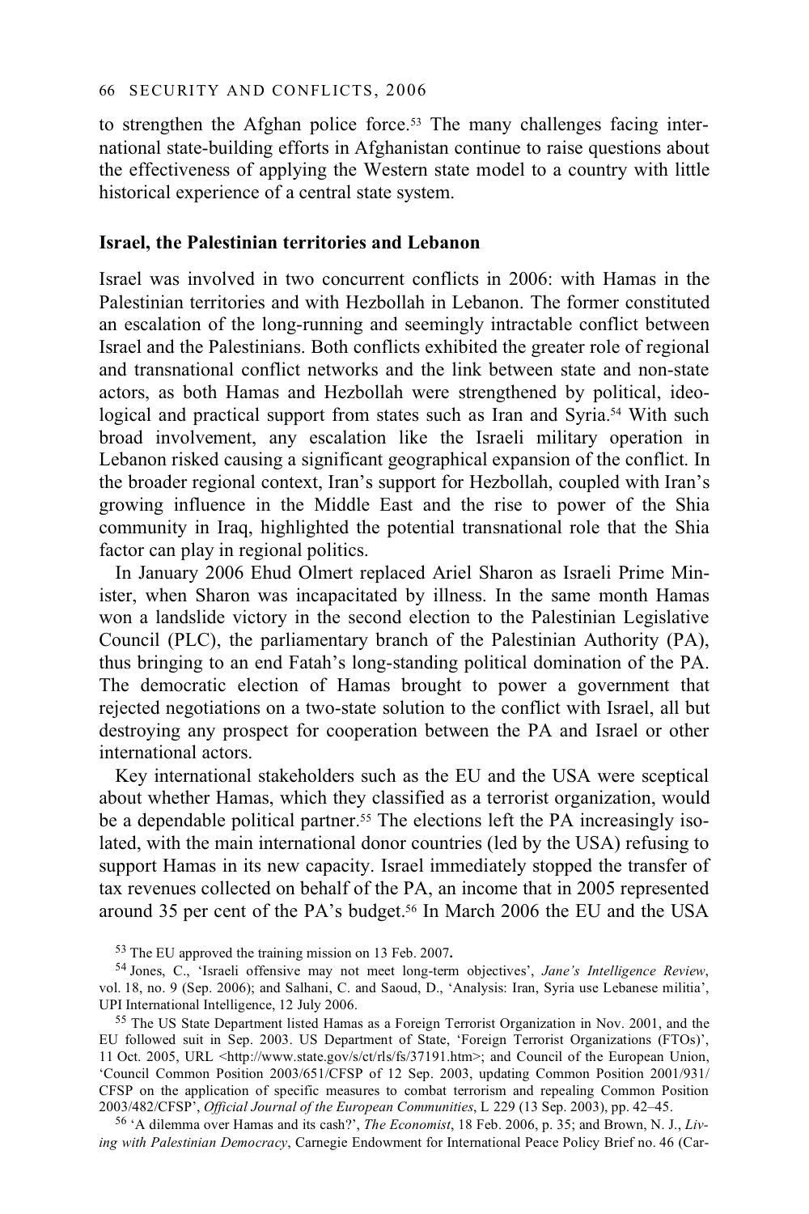to strengthen the Afghan police force.[53] The many challenges facing international state-building efforts in Afghanistan continue to raise questions about the effectiveness of applying the Western state model to a country with little historical experience of a central state system.

**Israel, the Palestinian territories and Lebanon**

Israel was involved in two concurrent conflicts in 2006: with Hamas in the Palestinian territories and with Hezbollah in Lebanon. The former constituted an escalation of the long-running and seemingly intractable conflict between Israel and the Palestinians. Both conflicts exhibited the greater role of regional and transnational conflict networks and the link between state and non-state actors, as both Hamas and Hezbollah were strengthened by political, ideological and practical support from states such as Iran and Syria.[54] With such broad involvement, any escalation like the Israeli military operation in Lebanon risked causing a significant geographical expansion of the conflict. In the broader regional context, Iran's support for Hezbollah, coupled with Iran's growing influence in the Middle East and the rise to power of the Shia community in Iraq, highlighted the potential transnational role that the Shia factor can play in regional politics.

In January 2006 Ehud Olmert replaced Ariel Sharon as Israeli Prime Minister, when Sharon was incapacitated by illness. In the same month Hamas won a landslide victory in the second election to the Palestinian Legislative Council (PLC), the parliamentary branch of the Palestinian Authority (PA), thus bringing to an end Fatah's long-standing political domination of the PA. The democratic election of Hamas brought to power a government that rejected negotiations on a two-state solution to the conflict with Israel, all but destroying any prospect for cooperation between the PA and Israel or other international actors.

Key international stakeholders such as the EU and the USA were sceptical about whether Hamas, which they classified as a terrorist organization, would be a dependable political partner.[55] The elections left the PA increasingly isolated, with the main international donor countries (led by the USA) refusing to support Hamas in its new capacity. Israel immediately stopped the transfer of tax revenues collected on behalf of the PA, an income that in 2005 represented around 35 per cent of the PA's budget.[56] In March 2006 the EU and the USA

[53] The EU approved the training mission on 13 Feb. 2007.

[54] Jones, C., 'Israeli offensive may not meet long-term objectives', *Jane's Intelligence Review*, vol. 18, no. 9 (Sep. 2006); and Salhani, C. and Saoud, D., 'Analysis: Iran, Syria use Lebanese militia', UPI International Intelligence, 12 July 2006.

[55] The US State Department listed Hamas as a Foreign Terrorist Organization in Nov. 2001, and the EU followed suit in Sep. 2003. US Department of State, 'Foreign Terrorist Organizations (FTOs)', 11 Oct. 2005, URL <http://www.state.gov/s/ct/rls/fs/37191.htm>; and Council of the European Union, 'Council Common Position 2003/651/CFSP of 12 Sep. 2003, updating Common Position 2001/931/CFSP on the application of specific measures to combat terrorism and repealing Common Position 2003/482/CFSP', *Official Journal of the European Communities*, L 229 (13 Sep. 2003), pp. 42–45.

[56] 'A dilemma over Hamas and its cash?', *The Economist*, 18 Feb. 2006, p. 35; and Brown, N. J., *Living with Palestinian Democracy*, Carnegie Endowment for International Peace Policy Brief no. 46 (Car-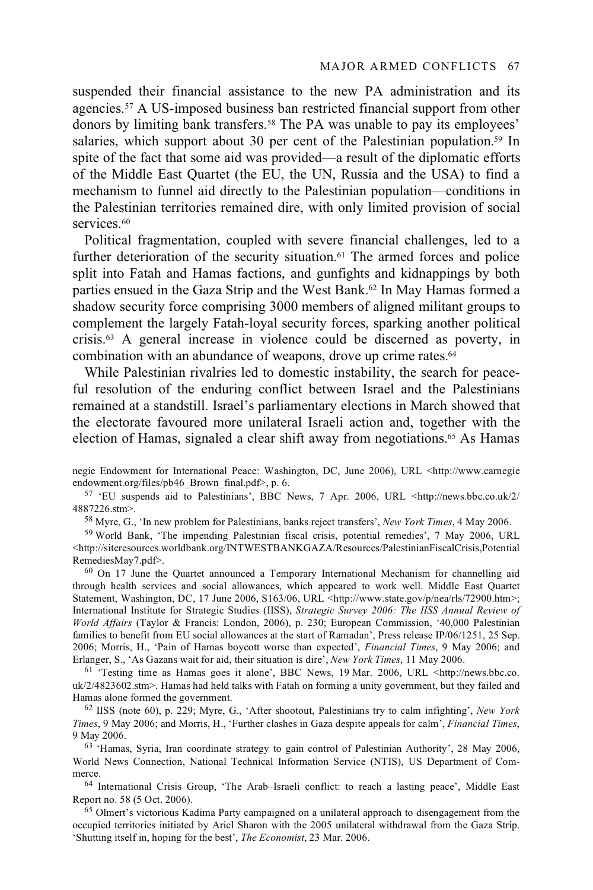suspended their financial assistance to the new PA administration and its agencies.[57] A US-imposed business ban restricted financial support from other donors by limiting bank transfers.[58] The PA was unable to pay its employees' salaries, which support about 30 per cent of the Palestinian population.[59] In spite of the fact that some aid was provided—a result of the diplomatic efforts of the Middle East Quartet (the EU, the UN, Russia and the USA) to find a mechanism to funnel aid directly to the Palestinian population—conditions in the Palestinian territories remained dire, with only limited provision of social services.[60]

Political fragmentation, coupled with severe financial challenges, led to a further deterioration of the security situation.[61] The armed forces and police split into Fatah and Hamas factions, and gunfights and kidnappings by both parties ensued in the Gaza Strip and the West Bank.[62] In May Hamas formed a shadow security force comprising 3000 members of aligned militant groups to complement the largely Fatah-loyal security forces, sparking another political crisis.[63] A general increase in violence could be discerned as poverty, in combination with an abundance of weapons, drove up crime rates.[64]

While Palestinian rivalries led to domestic instability, the search for peaceful resolution of the enduring conflict between Israel and the Palestinians remained at a standstill. Israel's parliamentary elections in March showed that the electorate favoured more unilateral Israeli action and, together with the election of Hamas, signaled a clear shift away from negotiations.[65] As Hamas

negie Endowment for International Peace: Washington, DC, June 2006), URL <http://www.carnegieendowment.org/files/pb46_Brown_final.pdf>, p. 6.

[57] 'EU suspends aid to Palestinians', BBC News, 7 Apr. 2006, URL <http://news.bbc.co.uk/2/4887226.stm>.

[58] Myre, G., 'In new problem for Palestinians, banks reject transfers', *New York Times*, 4 May 2006.

[59] World Bank, 'The impending Palestinian fiscal crisis, potential remedies', 7 May 2006, URL <http://siteresources.worldbank.org/INTWESTBANKGAZA/Resources/PalestinianFiscalCrisis,PotentialRemediesMay7.pdf>.

[60] On 17 June the Quartet announced a Temporary International Mechanism for channelling aid through health services and social allowances, which appeared to work well. Middle East Quartet Statement, Washington, DC, 17 June 2006, S163/06, URL <http://www.state.gov/p/nea/rls/72900.htm>; International Institute for Strategic Studies (IISS), *Strategic Survey 2006: The IISS Annual Review of World Affairs* (Taylor & Francis: London, 2006), p. 230; European Commission, '40,000 Palestinian families to benefit from EU social allowances at the start of Ramadan', Press release IP/06/1251, 25 Sep. 2006; Morris, H., 'Pain of Hamas boycott worse than expected', *Financial Times*, 9 May 2006; and Erlanger, S., 'As Gazans wait for aid, their situation is dire', *New York Times*, 11 May 2006.

[61] 'Testing time as Hamas goes it alone', BBC News, 19 Mar. 2006, URL <http://news.bbc.co.uk/2/4823602.stm>. Hamas had held talks with Fatah on forming a unity government, but they failed and Hamas alone formed the government.

[62] IISS (note 60), p. 229; Myre, G., 'After shootout, Palestinians try to calm infighting', *New York Times*, 9 May 2006; and Morris, H., 'Further clashes in Gaza despite appeals for calm', *Financial Times*, 9 May 2006.

[63] 'Hamas, Syria, Iran coordinate strategy to gain control of Palestinian Authority', 28 May 2006, World News Connection, National Technical Information Service (NTIS), US Department of Commerce.

[64] International Crisis Group, 'The Arab–Israeli conflict: to reach a lasting peace', Middle East Report no. 58 (5 Oct. 2006).

[65] Olmert's victorious Kadima Party campaigned on a unilateral approach to disengagement from the occupied territories initiated by Ariel Sharon with the 2005 unilateral withdrawal from the Gaza Strip. 'Shutting itself in, hoping for the best', *The Economist*, 23 Mar. 2006.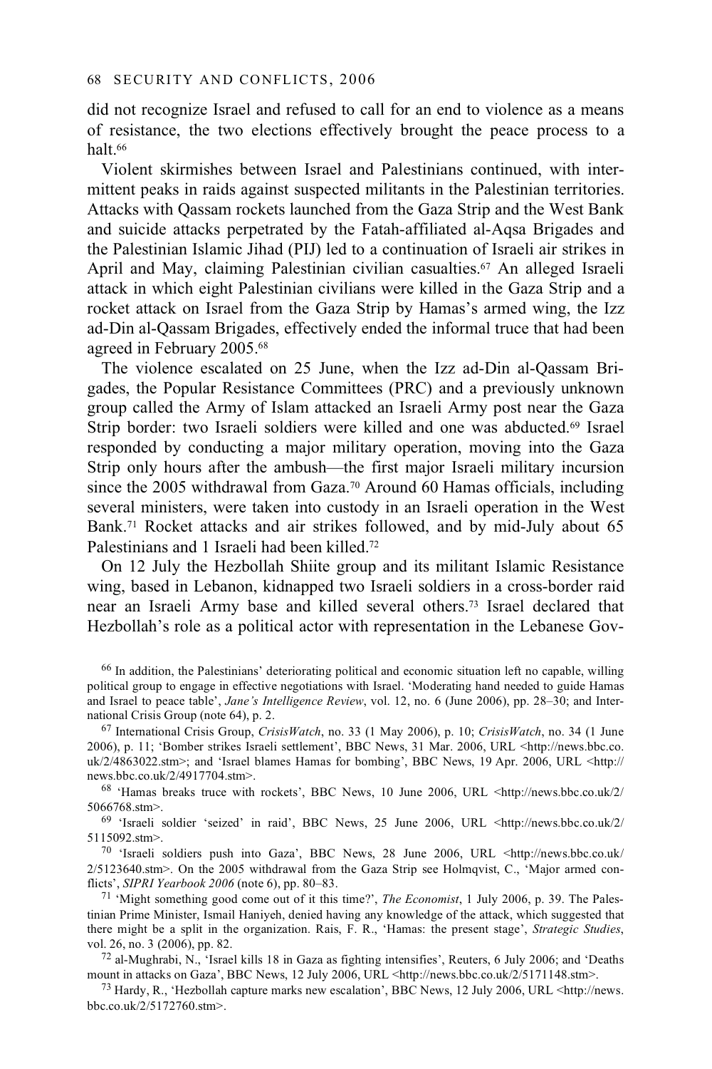did not recognize Israel and refused to call for an end to violence as a means of resistance, the two elections effectively brought the peace process to a halt.[66]

Violent skirmishes between Israel and Palestinians continued, with intermittent peaks in raids against suspected militants in the Palestinian territories. Attacks with Qassam rockets launched from the Gaza Strip and the West Bank and suicide attacks perpetrated by the Fatah-affiliated al-Aqsa Brigades and the Palestinian Islamic Jihad (PIJ) led to a continuation of Israeli air strikes in April and May, claiming Palestinian civilian casualties.[67] An alleged Israeli attack in which eight Palestinian civilians were killed in the Gaza Strip and a rocket attack on Israel from the Gaza Strip by Hamas's armed wing, the Izz ad-Din al-Qassam Brigades, effectively ended the informal truce that had been agreed in February 2005.[68]

The violence escalated on 25 June, when the Izz ad-Din al-Qassam Brigades, the Popular Resistance Committees (PRC) and a previously unknown group called the Army of Islam attacked an Israeli Army post near the Gaza Strip border: two Israeli soldiers were killed and one was abducted.[69] Israel responded by conducting a major military operation, moving into the Gaza Strip only hours after the ambush—the first major Israeli military incursion since the 2005 withdrawal from Gaza.[70] Around 60 Hamas officials, including several ministers, were taken into custody in an Israeli operation in the West Bank.[71] Rocket attacks and air strikes followed, and by mid-July about 65 Palestinians and 1 Israeli had been killed.[72]

On 12 July the Hezbollah Shiite group and its militant Islamic Resistance wing, based in Lebanon, kidnapped two Israeli soldiers in a cross-border raid near an Israeli Army base and killed several others.[73] Israel declared that Hezbollah's role as a political actor with representation in the Lebanese Gov-

[66] In addition, the Palestinians' deteriorating political and economic situation left no capable, willing political group to engage in effective negotiations with Israel. 'Moderating hand needed to guide Hamas and Israel to peace table', *Jane's Intelligence Review*, vol. 12, no. 6 (June 2006), pp. 28–30; and International Crisis Group (note 64), p. 2.

[67] International Crisis Group, *CrisisWatch*, no. 33 (1 May 2006), p. 10; *CrisisWatch*, no. 34 (1 June 2006), p. 11; 'Bomber strikes Israeli settlement', BBC News, 31 Mar. 2006, URL <http://news.bbc.co.uk/2/4863022.stm>; and 'Israel blames Hamas for bombing', BBC News, 19 Apr. 2006, URL <http://news.bbc.co.uk/2/4917704.stm>.

[68] 'Hamas breaks truce with rockets', BBC News, 10 June 2006, URL <http://news.bbc.co.uk/2/5066768.stm>.

[69] 'Israeli soldier 'seized' in raid', BBC News, 25 June 2006, URL <http://news.bbc.co.uk/2/5115092.stm>.

[70] 'Israeli soldiers push into Gaza', BBC News, 28 June 2006, URL <http://news.bbc.co.uk/2/5123640.stm>. On the 2005 withdrawal from the Gaza Strip see Holmqvist, C., 'Major armed conflicts', *SIPRI Yearbook 2006* (note 6), pp. 80–83.

[71] 'Might something good come out of it this time?', *The Economist*, 1 July 2006, p. 39. The Palestinian Prime Minister, Ismail Haniyeh, denied having any knowledge of the attack, which suggested that there might be a split in the organization. Rais, F. R., 'Hamas: the present stage', *Strategic Studies*, vol. 26, no. 3 (2006), pp. 82.

[72] al-Mughrabi, N., 'Israel kills 18 in Gaza as fighting intensifies', Reuters, 6 July 2006; and 'Deaths mount in attacks on Gaza', BBC News, 12 July 2006, URL <http://news.bbc.co.uk/2/5171148.stm>.

[73] Hardy, R., 'Hezbollah capture marks new escalation', BBC News, 12 July 2006, URL <http://news.bbc.co.uk/2/5172760.stm>.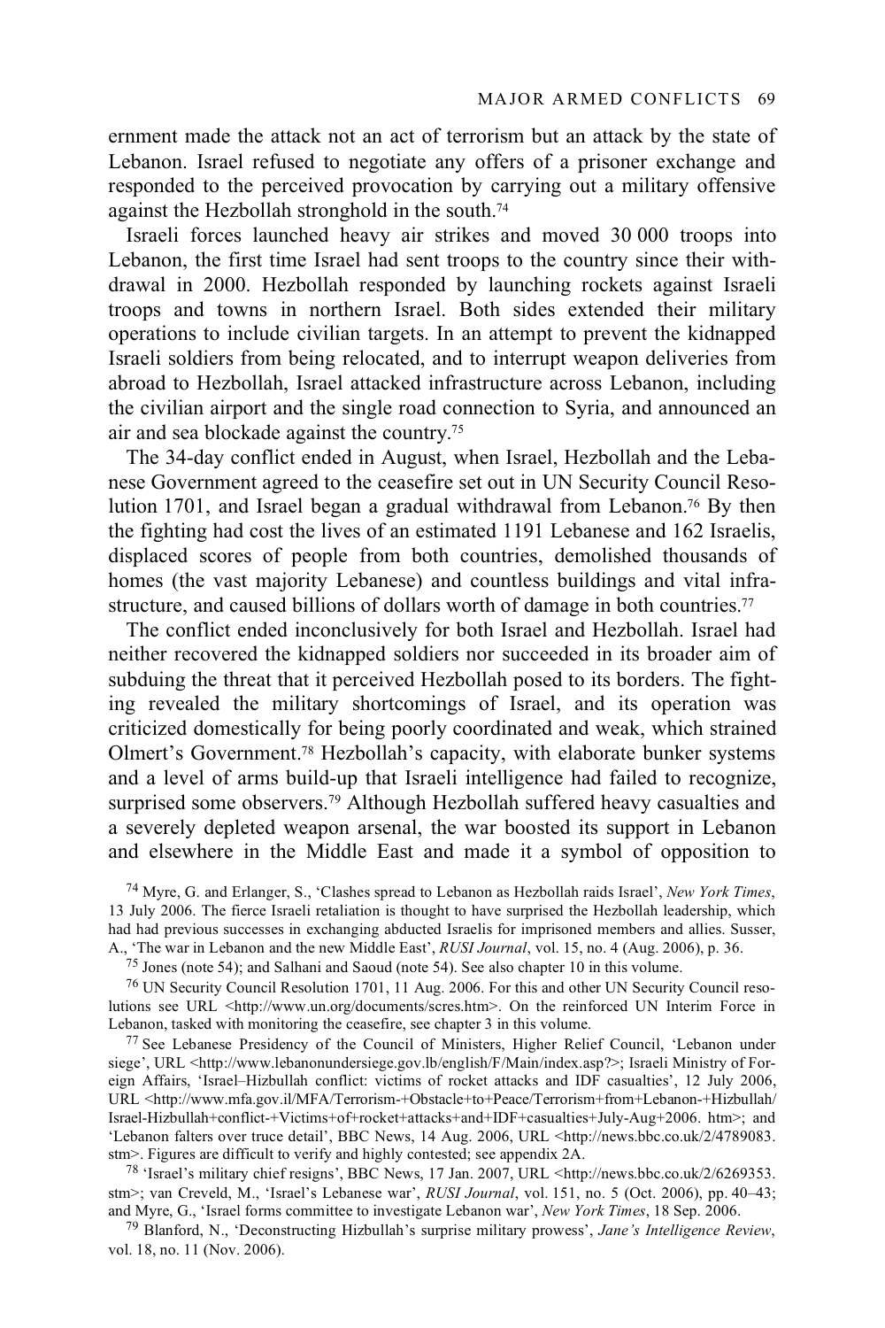ernment made the attack not an act of terrorism but an attack by the state of Lebanon. Israel refused to negotiate any offers of a prisoner exchange and responded to the perceived provocation by carrying out a military offensive against the Hezbollah stronghold in the south.[74]

Israeli forces launched heavy air strikes and moved 30 000 troops into Lebanon, the first time Israel had sent troops to the country since their withdrawal in 2000. Hezbollah responded by launching rockets against Israeli troops and towns in northern Israel. Both sides extended their military operations to include civilian targets. In an attempt to prevent the kidnapped Israeli soldiers from being relocated, and to interrupt weapon deliveries from abroad to Hezbollah, Israel attacked infrastructure across Lebanon, including the civilian airport and the single road connection to Syria, and announced an air and sea blockade against the country.[75]

The 34-day conflict ended in August, when Israel, Hezbollah and the Lebanese Government agreed to the ceasefire set out in UN Security Council Resolution 1701, and Israel began a gradual withdrawal from Lebanon.[76] By then the fighting had cost the lives of an estimated 1191 Lebanese and 162 Israelis, displaced scores of people from both countries, demolished thousands of homes (the vast majority Lebanese) and countless buildings and vital infrastructure, and caused billions of dollars worth of damage in both countries.[77]

The conflict ended inconclusively for both Israel and Hezbollah. Israel had neither recovered the kidnapped soldiers nor succeeded in its broader aim of subduing the threat that it perceived Hezbollah posed to its borders. The fighting revealed the military shortcomings of Israel, and its operation was criticized domestically for being poorly coordinated and weak, which strained Olmert's Government.[78] Hezbollah's capacity, with elaborate bunker systems and a level of arms build-up that Israeli intelligence had failed to recognize, surprised some observers.[79] Although Hezbollah suffered heavy casualties and a severely depleted weapon arsenal, the war boosted its support in Lebanon and elsewhere in the Middle East and made it a symbol of opposition to

[74] Myre, G. and Erlanger, S., 'Clashes spread to Lebanon as Hezbollah raids Israel', *New York Times*, 13 July 2006. The fierce Israeli retaliation is thought to have surprised the Hezbollah leadership, which had had previous successes in exchanging abducted Israelis for imprisoned members and allies. Susser, A., 'The war in Lebanon and the new Middle East', *RUSI Journal*, vol. 15, no. 4 (Aug. 2006), p. 36.

[75] Jones (note 54); and Salhani and Saoud (note 54). See also chapter 10 in this volume.

[76] UN Security Council Resolution 1701, 11 Aug. 2006. For this and other UN Security Council resolutions see URL <http://www.un.org/documents/scres.htm>. On the reinforced UN Interim Force in Lebanon, tasked with monitoring the ceasefire, see chapter 3 in this volume.

[77] See Lebanese Presidency of the Council of Ministers, Higher Relief Council, 'Lebanon under siege', URL <http://www.lebanonundersiege.gov.lb/english/F/Main/index.asp?>; Israeli Ministry of Foreign Affairs, 'Israel–Hizbullah conflict: victims of rocket attacks and IDF casualties', 12 July 2006, URL <http://www.mfa.gov.il/MFA/Terrorism-+Obstacle+to+Peace/Terrorism+from+Lebanon-+Hizbullah/Israel-Hizbullah+conflict-+Victims+of+rocket+attacks+and+IDF+casualties+July-Aug+2006. htm>; and 'Lebanon falters over truce detail', BBC News, 14 Aug. 2006, URL <http://news.bbc.co.uk/2/4789083.stm>. Figures are difficult to verify and highly contested; see appendix 2A.

[78] 'Israel's military chief resigns', BBC News, 17 Jan. 2007, URL <http://news.bbc.co.uk/2/6269353.stm>; van Creveld, M., 'Israel's Lebanese war', *RUSI Journal*, vol. 151, no. 5 (Oct. 2006), pp. 40–43; and Myre, G., 'Israel forms committee to investigate Lebanon war', *New York Times*, 18 Sep. 2006.

[79] Blanford, N., 'Deconstructing Hizbullah's surprise military prowess', *Jane's Intelligence Review*, vol. 18, no. 11 (Nov. 2006).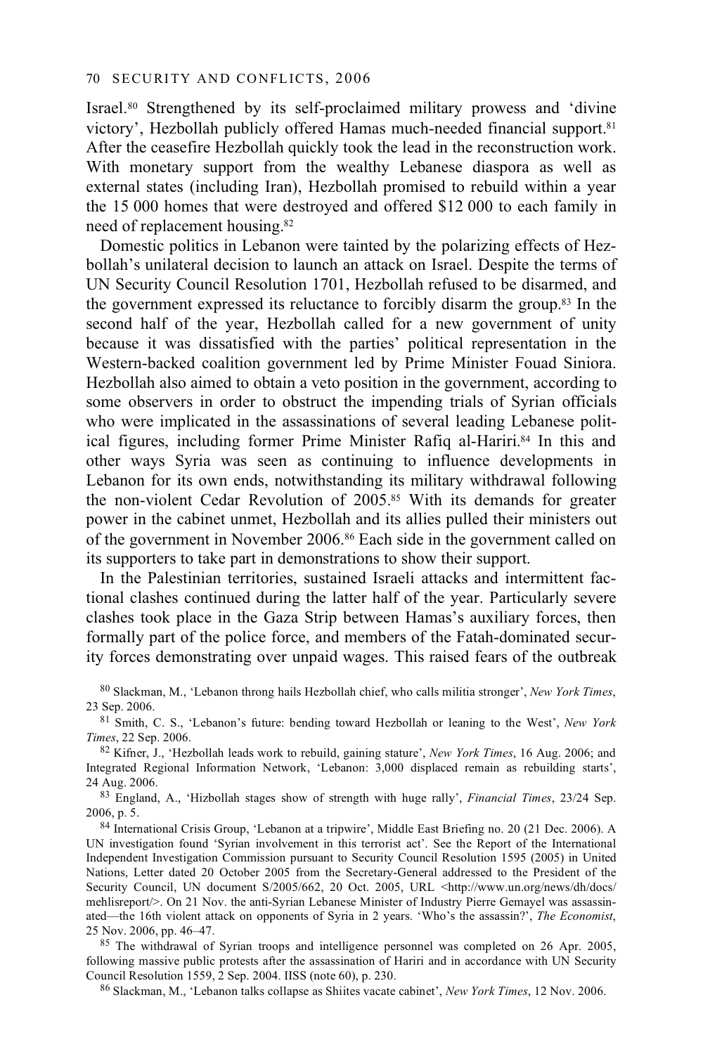Israel.[80] Strengthened by its self-proclaimed military prowess and 'divine victory', Hezbollah publicly offered Hamas much-needed financial support.[81] After the ceasefire Hezbollah quickly took the lead in the reconstruction work. With monetary support from the wealthy Lebanese diaspora as well as external states (including Iran), Hezbollah promised to rebuild within a year the 15 000 homes that were destroyed and offered $12 000 to each family in need of replacement housing.[82]

Domestic politics in Lebanon were tainted by the polarizing effects of Hezbollah's unilateral decision to launch an attack on Israel. Despite the terms of UN Security Council Resolution 1701, Hezbollah refused to be disarmed, and the government expressed its reluctance to forcibly disarm the group.[83] In the second half of the year, Hezbollah called for a new government of unity because it was dissatisfied with the parties' political representation in the Western-backed coalition government led by Prime Minister Fouad Siniora. Hezbollah also aimed to obtain a veto position in the government, according to some observers in order to obstruct the impending trials of Syrian officials who were implicated in the assassinations of several leading Lebanese political figures, including former Prime Minister Rafiq al-Hariri.[84] In this and other ways Syria was seen as continuing to influence developments in Lebanon for its own ends, notwithstanding its military withdrawal following the non-violent Cedar Revolution of 2005.[85] With its demands for greater power in the cabinet unmet, Hezbollah and its allies pulled their ministers out of the government in November 2006.[86] Each side in the government called on its supporters to take part in demonstrations to show their support.

In the Palestinian territories, sustained Israeli attacks and intermittent factional clashes continued during the latter half of the year. Particularly severe clashes took place in the Gaza Strip between Hamas's auxiliary forces, then formally part of the police force, and members of the Fatah-dominated security forces demonstrating over unpaid wages. This raised fears of the outbreak

[80] Slackman, M., 'Lebanon throng hails Hezbollah chief, who calls militia stronger', *New York Times*, 23 Sep. 2006.

[81] Smith, C. S., 'Lebanon's future: bending toward Hezbollah or leaning to the West', *New York Times*, 22 Sep. 2006.

[82] Kifner, J., 'Hezbollah leads work to rebuild, gaining stature', *New York Times*, 16 Aug. 2006; and Integrated Regional Information Network, 'Lebanon: 3,000 displaced remain as rebuilding starts', 24 Aug. 2006.

[83] England, A., 'Hizbollah stages show of strength with huge rally', *Financial Times*, 23/24 Sep. 2006, p. 5.

[84] International Crisis Group, 'Lebanon at a tripwire', Middle East Briefing no. 20 (21 Dec. 2006). A UN investigation found 'Syrian involvement in this terrorist act'. See the Report of the International Independent Investigation Commission pursuant to Security Council Resolution 1595 (2005) in United Nations, Letter dated 20 October 2005 from the Secretary-General addressed to the President of the Security Council, UN document S/2005/662, 20 Oct. 2005, URL <http://www.un.org/news/dh/docs/mehlisreport/>. On 21 Nov. the anti-Syrian Lebanese Minister of Industry Pierre Gemayel was assassinated—the 16th violent attack on opponents of Syria in 2 years. 'Who's the assassin?', *The Economist*, 25 Nov. 2006, pp. 46–47.

[85] The withdrawal of Syrian troops and intelligence personnel was completed on 26 Apr. 2005, following massive public protests after the assassination of Hariri and in accordance with UN Security Council Resolution 1559, 2 Sep. 2004. IISS (note 60), p. 230.

[86] Slackman, M., 'Lebanon talks collapse as Shiites vacate cabinet', *New York Times*, 12 Nov. 2006.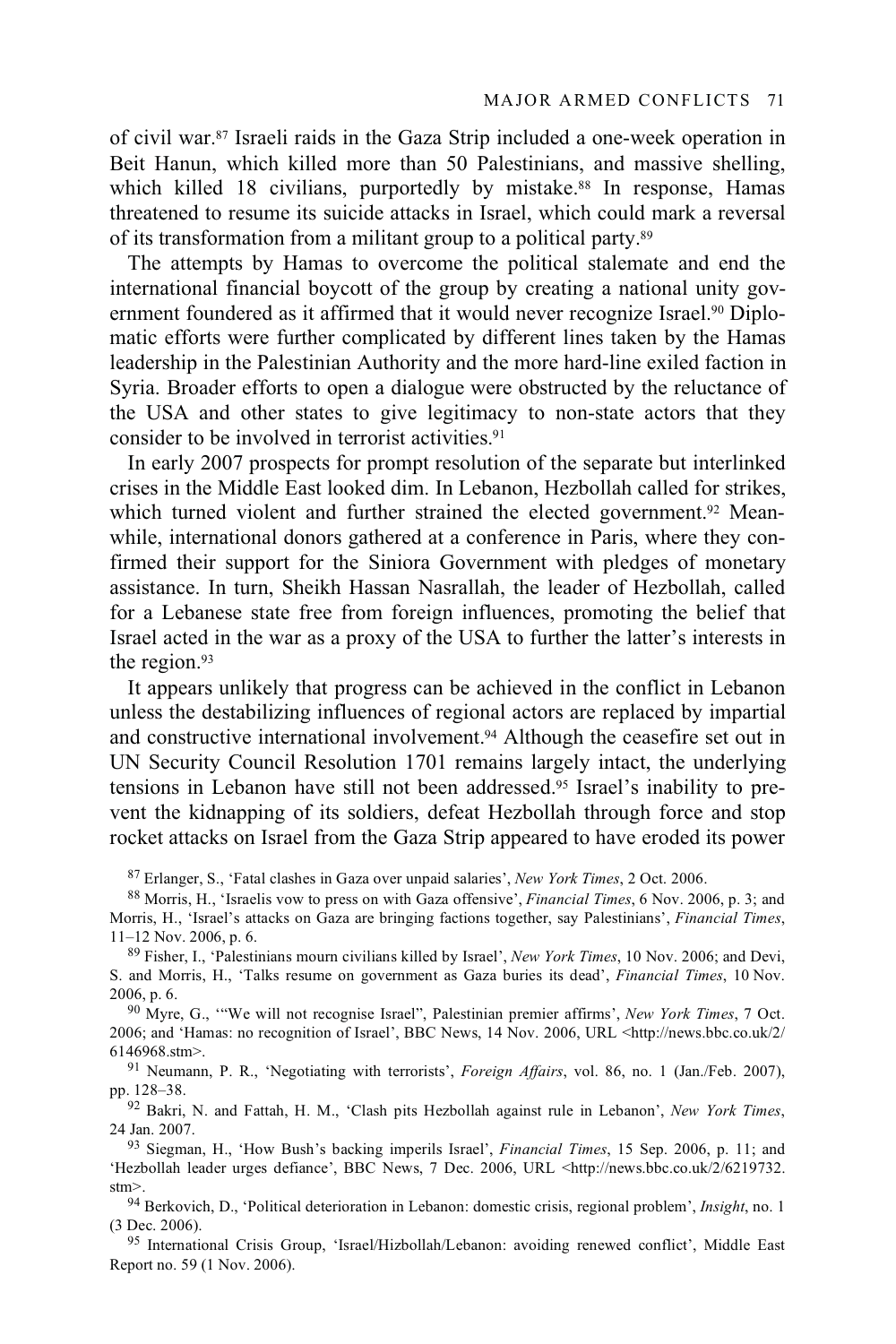of civil war.[87] Israeli raids in the Gaza Strip included a one-week operation in Beit Hanun, which killed more than 50 Palestinians, and massive shelling, which killed 18 civilians, purportedly by mistake.[88] In response, Hamas threatened to resume its suicide attacks in Israel, which could mark a reversal of its transformation from a militant group to a political party.[89]

The attempts by Hamas to overcome the political stalemate and end the international financial boycott of the group by creating a national unity government foundered as it affirmed that it would never recognize Israel.[90] Diplomatic efforts were further complicated by different lines taken by the Hamas leadership in the Palestinian Authority and the more hard-line exiled faction in Syria. Broader efforts to open a dialogue were obstructed by the reluctance of the USA and other states to give legitimacy to non-state actors that they consider to be involved in terrorist activities.[91]

In early 2007 prospects for prompt resolution of the separate but interlinked crises in the Middle East looked dim. In Lebanon, Hezbollah called for strikes, which turned violent and further strained the elected government.[92] Meanwhile, international donors gathered at a conference in Paris, where they confirmed their support for the Siniora Government with pledges of monetary assistance. In turn, Sheikh Hassan Nasrallah, the leader of Hezbollah, called for a Lebanese state free from foreign influences, promoting the belief that Israel acted in the war as a proxy of the USA to further the latter's interests in the region.[93]

It appears unlikely that progress can be achieved in the conflict in Lebanon unless the destabilizing influences of regional actors are replaced by impartial and constructive international involvement.[94] Although the ceasefire set out in UN Security Council Resolution 1701 remains largely intact, the underlying tensions in Lebanon have still not been addressed.[95] Israel's inability to prevent the kidnapping of its soldiers, defeat Hezbollah through force and stop rocket attacks on Israel from the Gaza Strip appeared to have eroded its power

[87] Erlanger, S., 'Fatal clashes in Gaza over unpaid salaries', *New York Times*, 2 Oct. 2006.

[88] Morris, H., 'Israelis vow to press on with Gaza offensive', *Financial Times*, 6 Nov. 2006, p. 3; and Morris, H., 'Israel's attacks on Gaza are bringing factions together, say Palestinians', *Financial Times*, 11–12 Nov. 2006, p. 6.

[89] Fisher, I., 'Palestinians mourn civilians killed by Israel', *New York Times*, 10 Nov. 2006; and Devi, S. and Morris, H., 'Talks resume on government as Gaza buries its dead', *Financial Times*, 10 Nov. 2006, p. 6.

[90] Myre, G., '"We will not recognise Israel", Palestinian premier affirms', *New York Times*, 7 Oct. 2006; and 'Hamas: no recognition of Israel', BBC News, 14 Nov. 2006, URL <http://news.bbc.co.uk/2/6146968.stm>.

[91] Neumann, P. R., 'Negotiating with terrorists', *Foreign Affairs*, vol. 86, no. 1 (Jan./Feb. 2007), pp. 128–38.

[92] Bakri, N. and Fattah, H. M., 'Clash pits Hezbollah against rule in Lebanon', *New York Times*, 24 Jan. 2007.

[93] Siegman, H., 'How Bush's backing imperils Israel', *Financial Times*, 15 Sep. 2006, p. 11; and 'Hezbollah leader urges defiance', BBC News, 7 Dec. 2006, URL <http://news.bbc.co.uk/2/6219732.stm>.

[94] Berkovich, D., 'Political deterioration in Lebanon: domestic crisis, regional problem', *Insight*, no. 1 (3 Dec. 2006).

[95] International Crisis Group, 'Israel/Hizbollah/Lebanon: avoiding renewed conflict', Middle East Report no. 59 (1 Nov. 2006).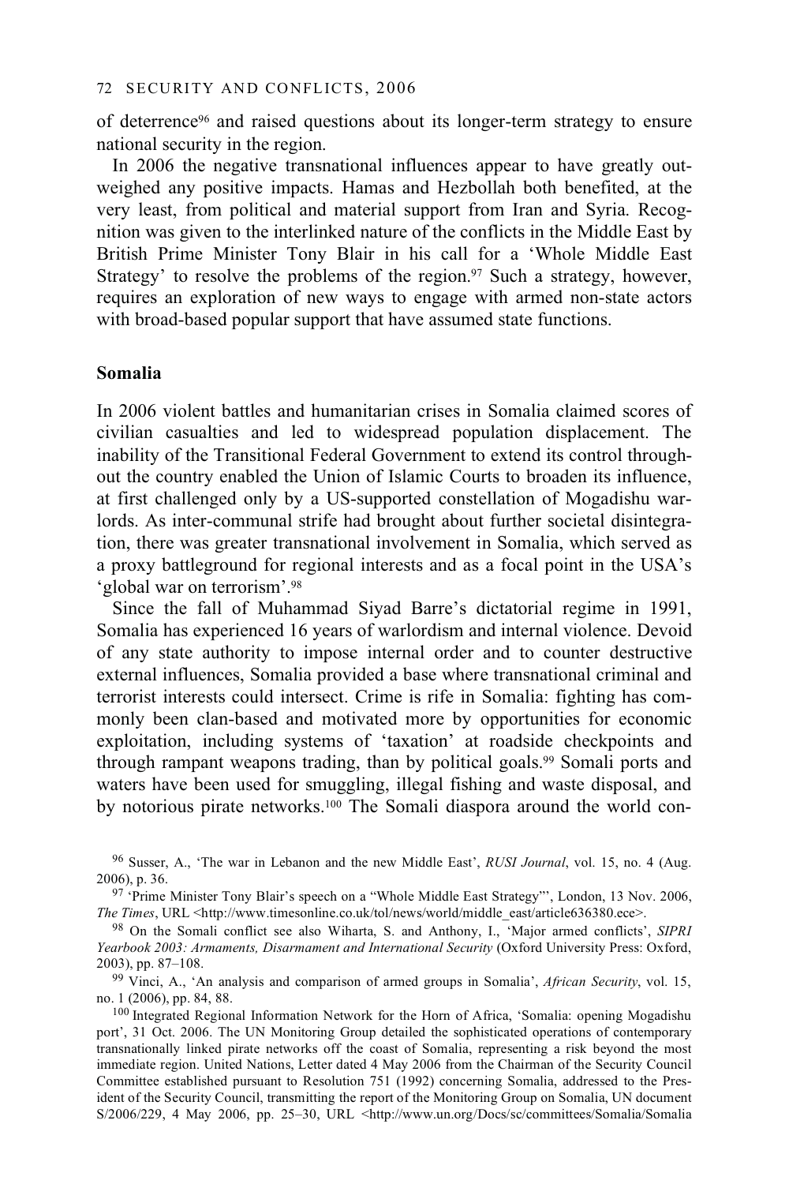of deterrence[96] and raised questions about its longer-term strategy to ensure national security in the region.

In 2006 the negative transnational influences appear to have greatly outweighed any positive impacts. Hamas and Hezbollah both benefited, at the very least, from political and material support from Iran and Syria. Recognition was given to the interlinked nature of the conflicts in the Middle East by British Prime Minister Tony Blair in his call for a 'Whole Middle East Strategy' to resolve the problems of the region.[97] Such a strategy, however, requires an exploration of new ways to engage with armed non-state actors with broad-based popular support that have assumed state functions.

## Somalia

In 2006 violent battles and humanitarian crises in Somalia claimed scores of civilian casualties and led to widespread population displacement. The inability of the Transitional Federal Government to extend its control throughout the country enabled the Union of Islamic Courts to broaden its influence, at first challenged only by a US-supported constellation of Mogadishu warlords. As inter-communal strife had brought about further societal disintegration, there was greater transnational involvement in Somalia, which served as a proxy battleground for regional interests and as a focal point in the USA's 'global war on terrorism'.[98]

Since the fall of Muhammad Siyad Barre's dictatorial regime in 1991, Somalia has experienced 16 years of warlordism and internal violence. Devoid of any state authority to impose internal order and to counter destructive external influences, Somalia provided a base where transnational criminal and terrorist interests could intersect. Crime is rife in Somalia: fighting has commonly been clan-based and motivated more by opportunities for economic exploitation, including systems of 'taxation' at roadside checkpoints and through rampant weapons trading, than by political goals.[99] Somali ports and waters have been used for smuggling, illegal fishing and waste disposal, and by notorious pirate networks.[100] The Somali diaspora around the world con-

[96] Susser, A., 'The war in Lebanon and the new Middle East', *RUSI Journal*, vol. 15, no. 4 (Aug. 2006), p. 36.

[97] 'Prime Minister Tony Blair's speech on a "Whole Middle East Strategy"', London, 13 Nov. 2006, *The Times*, URL <http://www.timesonline.co.uk/tol/news/world/middle_east/article636380.ece>.

[98] On the Somali conflict see also Wiharta, S. and Anthony, I., 'Major armed conflicts', *SIPRI Yearbook 2003: Armaments, Disarmament and International Security* (Oxford University Press: Oxford, 2003), pp. 87–108.

[99] Vinci, A., 'An analysis and comparison of armed groups in Somalia', *African Security*, vol. 15, no. 1 (2006), pp. 84, 88.

[100] Integrated Regional Information Network for the Horn of Africa, 'Somalia: opening Mogadishu port', 31 Oct. 2006. The UN Monitoring Group detailed the sophisticated operations of contemporary transnationally linked pirate networks off the coast of Somalia, representing a risk beyond the most immediate region. United Nations, Letter dated 4 May 2006 from the Chairman of the Security Council Committee established pursuant to Resolution 751 (1992) concerning Somalia, addressed to the President of the Security Council, transmitting the report of the Monitoring Group on Somalia, UN document S/2006/229, 4 May 2006, pp. 25–30, URL <http://www.un.org/Docs/sc/committees/Somalia/Somalia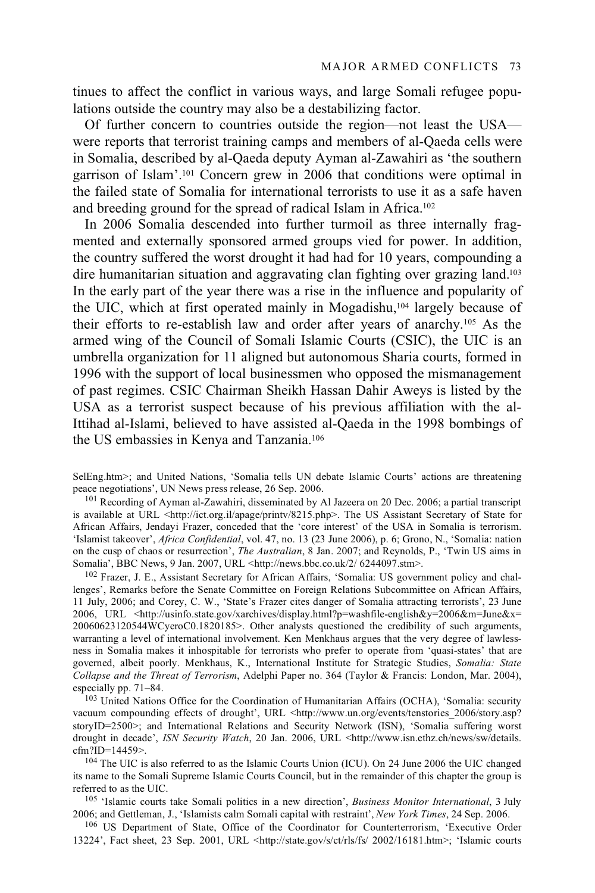tinues to affect the conflict in various ways, and large Somali refugee populations outside the country may also be a destabilizing factor.

Of further concern to countries outside the region—not least the USA—were reports that terrorist training camps and members of al-Qaeda cells were in Somalia, described by al-Qaeda deputy Ayman al-Zawahiri as 'the southern garrison of Islam'.[101] Concern grew in 2006 that conditions were optimal in the failed state of Somalia for international terrorists to use it as a safe haven and breeding ground for the spread of radical Islam in Africa.[102]

In 2006 Somalia descended into further turmoil as three internally fragmented and externally sponsored armed groups vied for power. In addition, the country suffered the worst drought it had had for 10 years, compounding a dire humanitarian situation and aggravating clan fighting over grazing land.[103] In the early part of the year there was a rise in the influence and popularity of the UIC, which at first operated mainly in Mogadishu,[104] largely because of their efforts to re-establish law and order after years of anarchy.[105] As the armed wing of the Council of Somali Islamic Courts (CSIC), the UIC is an umbrella organization for 11 aligned but autonomous Sharia courts, formed in 1996 with the support of local businessmen who opposed the mismanagement of past regimes. CSIC Chairman Sheikh Hassan Dahir Aweys is listed by the USA as a terrorist suspect because of his previous affiliation with the al-Ittihad al-Islami, believed to have assisted al-Qaeda in the 1998 bombings of the US embassies in Kenya and Tanzania.[106]

SelEng.htm>; and United Nations, 'Somalia tells UN debate Islamic Courts' actions are threatening peace negotiations', UN News press release, 26 Sep. 2006.

[101] Recording of Ayman al-Zawahiri, disseminated by Al Jazeera on 20 Dec. 2006; a partial transcript is available at URL <http://ict.org.il/apage/printv/8215.php>. The US Assistant Secretary of State for African Affairs, Jendayi Frazer, conceded that the 'core interest' of the USA in Somalia is terrorism. 'Islamist takeover', *Africa Confidential*, vol. 47, no. 13 (23 June 2006), p. 6; Grono, N., 'Somalia: nation on the cusp of chaos or resurrection', *The Australian*, 8 Jan. 2007; and Reynolds, P., 'Twin US aims in Somalia', BBC News, 9 Jan. 2007, URL <http://news.bbc.co.uk/2/ 6244097.stm>.

[102] Frazer, J. E., Assistant Secretary for African Affairs, 'Somalia: US government policy and challenges', Remarks before the Senate Committee on Foreign Relations Subcommittee on African Affairs, 11 July, 2006; and Corey, C. W., 'State's Frazer cites danger of Somalia attracting terrorists', 23 June 2006, URL <http://usinfo.state.gov/xarchives/display.html?p=washfile-english&y=2006&m=June&x=20060623120544WCyeroC0.1820185>. Other analysts questioned the credibility of such arguments, warranting a level of international involvement. Ken Menkhaus argues that the very degree of lawlessness in Somalia makes it inhospitable for terrorists who prefer to operate from 'quasi-states' that are governed, albeit poorly. Menkhaus, K., International Institute for Strategic Studies, *Somalia: State Collapse and the Threat of Terrorism*, Adelphi Paper no. 364 (Taylor & Francis: London, Mar. 2004), especially pp. 71–84.

[103] United Nations Office for the Coordination of Humanitarian Affairs (OCHA), 'Somalia: security vacuum compounding effects of drought', URL <http://www.un.org/events/tenstories_2006/story.asp?storyID=2500>; and International Relations and Security Network (ISN), 'Somalia suffering worst drought in decade', *ISN Security Watch*, 20 Jan. 2006, URL <http://www.isn.ethz.ch/news/sw/details.cfm?ID=14459>.

[104] The UIC is also referred to as the Islamic Courts Union (ICU). On 24 June 2006 the UIC changed its name to the Somali Supreme Islamic Courts Council, but in the remainder of this chapter the group is referred to as the UIC.

[105] 'Islamic courts take Somali politics in a new direction', *Business Monitor International*, 3 July 2006; and Gettleman, J., 'Islamists calm Somali capital with restraint', *New York Times*, 24 Sep. 2006.

[106] US Department of State, Office of the Coordinator for Counterterrorism, 'Executive Order 13224', Fact sheet, 23 Sep. 2001, URL <http://state.gov/s/ct/rls/fs/ 2002/16181.htm>; 'Islamic courts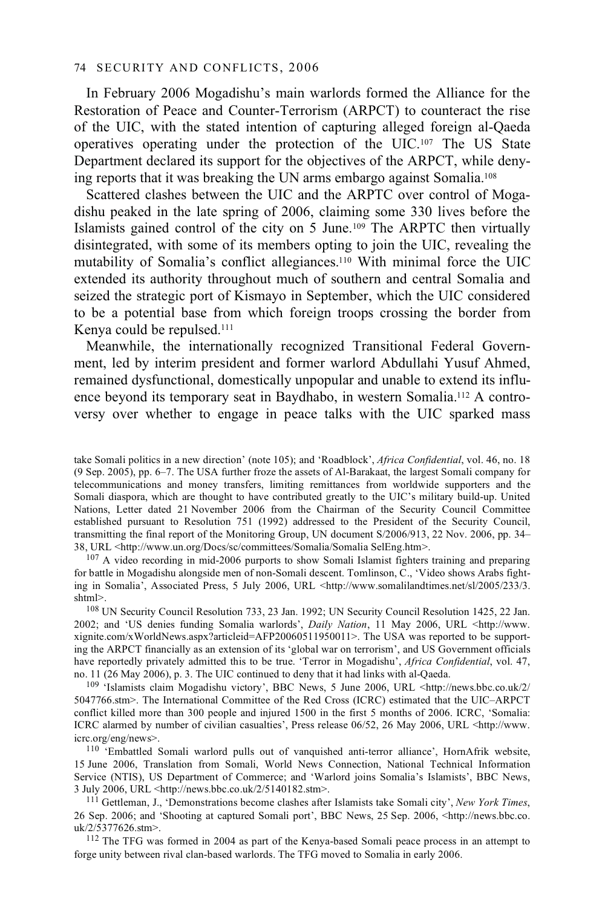In February 2006 Mogadishu's main warlords formed the Alliance for the Restoration of Peace and Counter-Terrorism (ARPCT) to counteract the rise of the UIC, with the stated intention of capturing alleged foreign al-Qaeda operatives operating under the protection of the UIC.[107] The US State Department declared its support for the objectives of the ARPCT, while denying reports that it was breaking the UN arms embargo against Somalia.[108]

Scattered clashes between the UIC and the ARPTC over control of Mogadishu peaked in the late spring of 2006, claiming some 330 lives before the Islamists gained control of the city on 5 June.[109] The ARPTC then virtually disintegrated, with some of its members opting to join the UIC, revealing the mutability of Somalia's conflict allegiances.[110] With minimal force the UIC extended its authority throughout much of southern and central Somalia and seized the strategic port of Kismayo in September, which the UIC considered to be a potential base from which foreign troops crossing the border from Kenya could be repulsed.[111]

Meanwhile, the internationally recognized Transitional Federal Government, led by interim president and former warlord Abdullahi Yusuf Ahmed, remained dysfunctional, domestically unpopular and unable to extend its influence beyond its temporary seat in Baydhabo, in western Somalia.[112] A controversy over whether to engage in peace talks with the UIC sparked mass

take Somali politics in a new direction' (note 105); and 'Roadblock', *Africa Confidential*, vol. 46, no. 18 (9 Sep. 2005), pp. 6–7. The USA further froze the assets of Al-Barakaat, the largest Somali company for telecommunications and money transfers, limiting remittances from worldwide supporters and the Somali diaspora, which are thought to have contributed greatly to the UIC's military build-up. United Nations, Letter dated 21 November 2006 from the Chairman of the Security Council Committee established pursuant to Resolution 751 (1992) addressed to the President of the Security Council, transmitting the final report of the Monitoring Group, UN document S/2006/913, 22 Nov. 2006, pp. 34–38, URL <http://www.un.org/Docs/sc/committees/Somalia/Somalia SelEng.htm>.

[107] A video recording in mid-2006 purports to show Somali Islamist fighters training and preparing for battle in Mogadishu alongside men of non-Somali descent. Tomlinson, C., 'Video shows Arabs fighting in Somalia', Associated Press, 5 July 2006, URL <http://www.somalilandtimes.net/sl/2005/233/3.shtml>.

[108] UN Security Council Resolution 733, 23 Jan. 1992; UN Security Council Resolution 1425, 22 Jan. 2002; and 'US denies funding Somalia warlords', *Daily Nation*, 11 May 2006, URL <http://www.xignite.com/xWorldNews.aspx?articleid=AFP20060511950011>. The USA was reported to be supporting the ARPCT financially as an extension of its 'global war on terrorism', and US Government officials have reportedly privately admitted this to be true. 'Terror in Mogadishu', *Africa Confidential*, vol. 47, no. 11 (26 May 2006), p. 3. The UIC continued to deny that it had links with al-Qaeda.

[109] 'Islamists claim Mogadishu victory', BBC News, 5 June 2006, URL <http://news.bbc.co.uk/2/5047766.stm>. The International Committee of the Red Cross (ICRC) estimated that the UIC–ARPCT conflict killed more than 300 people and injured 1500 in the first 5 months of 2006. ICRC, 'Somalia: ICRC alarmed by number of civilian casualties', Press release 06/52, 26 May 2006, URL <http://www.icrc.org/eng/news>.

[110] 'Embattled Somali warlord pulls out of vanquished anti-terror alliance', HornAfrik website, 15 June 2006, Translation from Somali, World News Connection, National Technical Information Service (NTIS), US Department of Commerce; and 'Warlord joins Somalia's Islamists', BBC News, 3 July 2006, URL <http://news.bbc.co.uk/2/5140182.stm>.

[111] Gettleman, J., 'Demonstrations become clashes after Islamists take Somali city', *New York Times*, 26 Sep. 2006; and 'Shooting at captured Somali port', BBC News, 25 Sep. 2006, <http://news.bbc.co.uk/2/5377626.stm>.

[112] The TFG was formed in 2004 as part of the Kenya-based Somali peace process in an attempt to forge unity between rival clan-based warlords. The TFG moved to Somalia in early 2006.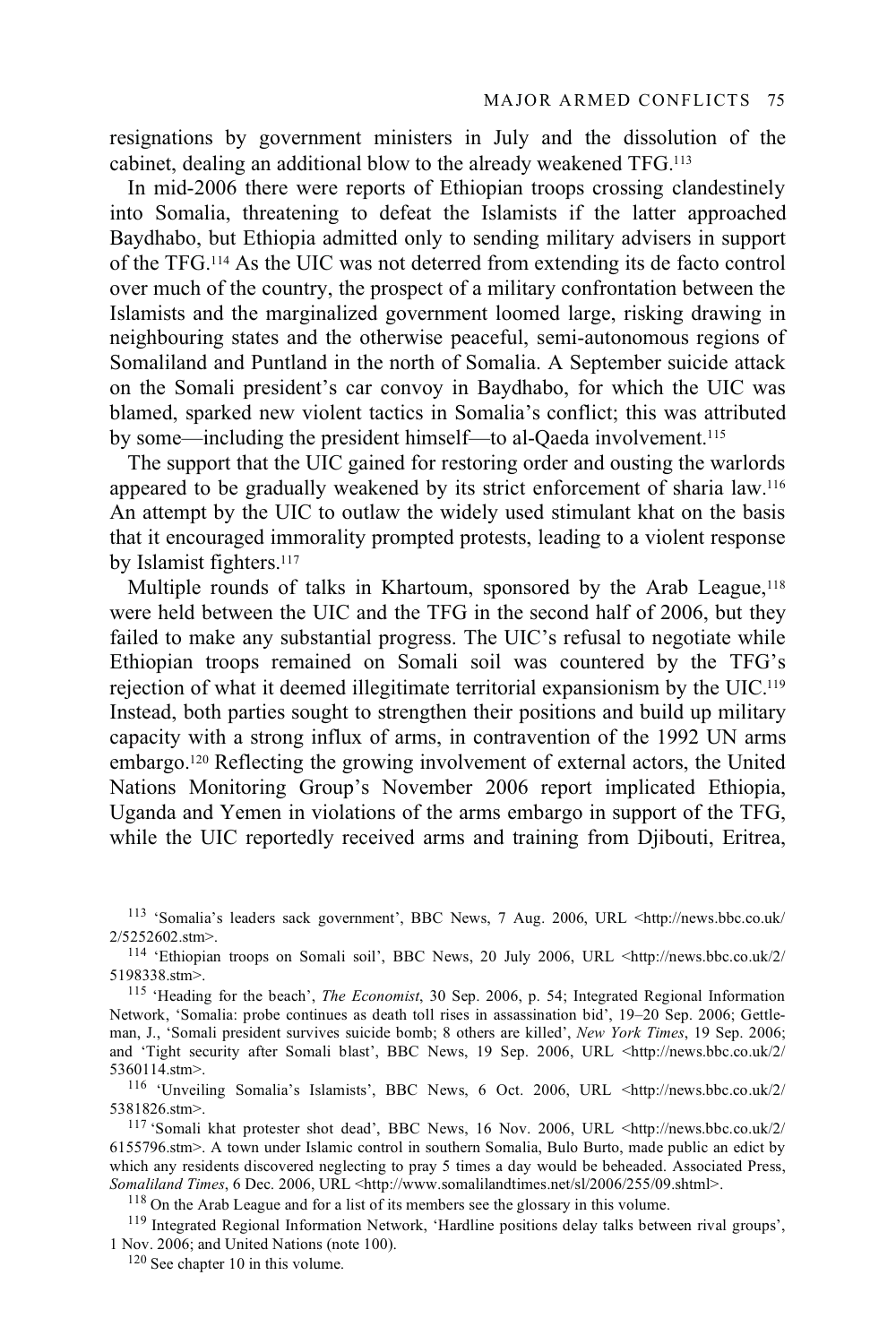resignations by government ministers in July and the dissolution of the cabinet, dealing an additional blow to the already weakened TFG.[113]

In mid-2006 there were reports of Ethiopian troops crossing clandestinely into Somalia, threatening to defeat the Islamists if the latter approached Baydhabo, but Ethiopia admitted only to sending military advisers in support of the TFG.[114] As the UIC was not deterred from extending its de facto control over much of the country, the prospect of a military confrontation between the Islamists and the marginalized government loomed large, risking drawing in neighbouring states and the otherwise peaceful, semi-autonomous regions of Somaliland and Puntland in the north of Somalia. A September suicide attack on the Somali president's car convoy in Baydhabo, for which the UIC was blamed, sparked new violent tactics in Somalia's conflict; this was attributed by some—including the president himself—to al-Qaeda involvement.[115]

The support that the UIC gained for restoring order and ousting the warlords appeared to be gradually weakened by its strict enforcement of sharia law.[116] An attempt by the UIC to outlaw the widely used stimulant khat on the basis that it encouraged immorality prompted protests, leading to a violent response by Islamist fighters.[117]

Multiple rounds of talks in Khartoum, sponsored by the Arab League,[118] were held between the UIC and the TFG in the second half of 2006, but they failed to make any substantial progress. The UIC's refusal to negotiate while Ethiopian troops remained on Somali soil was countered by the TFG's rejection of what it deemed illegitimate territorial expansionism by the UIC.[119] Instead, both parties sought to strengthen their positions and build up military capacity with a strong influx of arms, in contravention of the 1992 UN arms embargo.[120] Reflecting the growing involvement of external actors, the United Nations Monitoring Group's November 2006 report implicated Ethiopia, Uganda and Yemen in violations of the arms embargo in support of the TFG, while the UIC reportedly received arms and training from Djibouti, Eritrea,

[113] 'Somalia's leaders sack government', BBC News, 7 Aug. 2006, URL <http://news.bbc.co.uk/2/5252602.stm>.

[114] 'Ethiopian troops on Somali soil', BBC News, 20 July 2006, URL <http://news.bbc.co.uk/2/5198338.stm>.

[115] 'Heading for the beach', *The Economist*, 30 Sep. 2006, p. 54; Integrated Regional Information Network, 'Somalia: probe continues as death toll rises in assassination bid', 19–20 Sep. 2006; Gettleman, J., 'Somali president survives suicide bomb; 8 others are killed', *New York Times*, 19 Sep. 2006; and 'Tight security after Somali blast', BBC News, 19 Sep. 2006, URL <http://news.bbc.co.uk/2/5360114.stm>.

[116] 'Unveiling Somalia's Islamists', BBC News, 6 Oct. 2006, URL <http://news.bbc.co.uk/2/5381826.stm>.

[117] 'Somali khat protester shot dead', BBC News, 16 Nov. 2006, URL <http://news.bbc.co.uk/2/6155796.stm>. A town under Islamic control in southern Somalia, Bulo Burto, made public an edict by which any residents discovered neglecting to pray 5 times a day would be beheaded. Associated Press, *Somaliland Times*, 6 Dec. 2006, URL <http://www.somalilandtimes.net/sl/2006/255/09.shtml>.

[118] On the Arab League and for a list of its members see the glossary in this volume.

[119] Integrated Regional Information Network, 'Hardline positions delay talks between rival groups', 1 Nov. 2006; and United Nations (note 100).

[120] See chapter 10 in this volume.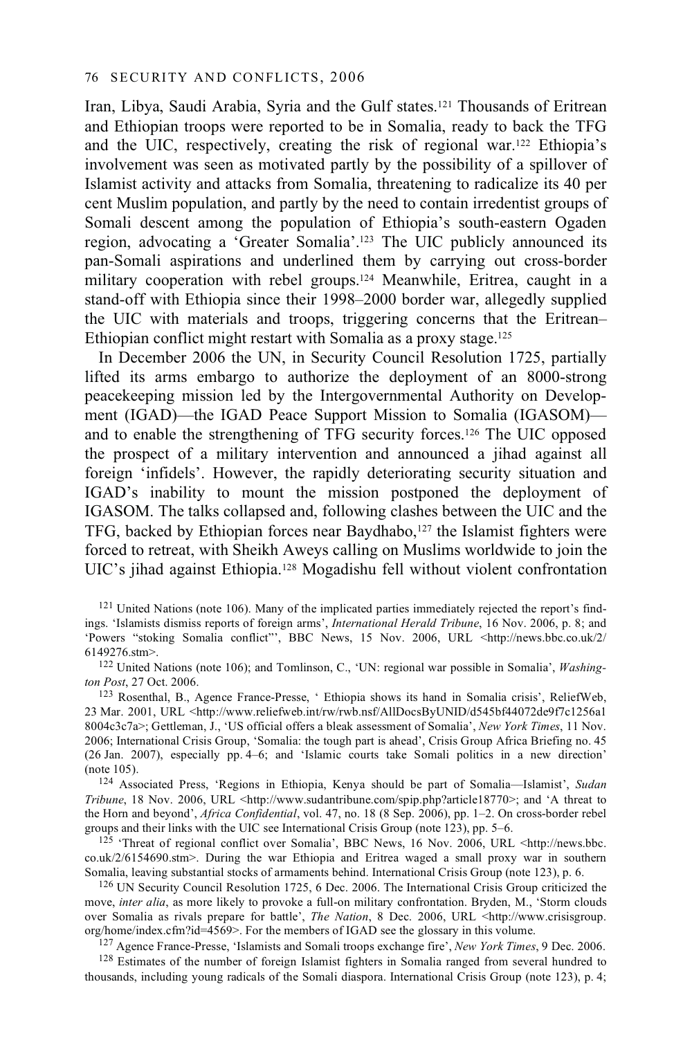Iran, Libya, Saudi Arabia, Syria and the Gulf states.[121] Thousands of Eritrean and Ethiopian troops were reported to be in Somalia, ready to back the TFG and the UIC, respectively, creating the risk of regional war.[122] Ethiopia's involvement was seen as motivated partly by the possibility of a spillover of Islamist activity and attacks from Somalia, threatening to radicalize its 40 per cent Muslim population, and partly by the need to contain irredentist groups of Somali descent among the population of Ethiopia's south-eastern Ogaden region, advocating a 'Greater Somalia'.[123] The UIC publicly announced its pan-Somali aspirations and underlined them by carrying out cross-border military cooperation with rebel groups.[124] Meanwhile, Eritrea, caught in a stand-off with Ethiopia since their 1998–2000 border war, allegedly supplied the UIC with materials and troops, triggering concerns that the Eritrean–Ethiopian conflict might restart with Somalia as a proxy stage.[125]

In December 2006 the UN, in Security Council Resolution 1725, partially lifted its arms embargo to authorize the deployment of an 8000-strong peacekeeping mission led by the Intergovernmental Authority on Development (IGAD)—the IGAD Peace Support Mission to Somalia (IGASOM)—and to enable the strengthening of TFG security forces.[126] The UIC opposed the prospect of a military intervention and announced a jihad against all foreign 'infidels'. However, the rapidly deteriorating security situation and IGAD's inability to mount the mission postponed the deployment of IGASOM. The talks collapsed and, following clashes between the UIC and the TFG, backed by Ethiopian forces near Baydhabo,[127] the Islamist fighters were forced to retreat, with Sheikh Aweys calling on Muslims worldwide to join the UIC's jihad against Ethiopia.[128] Mogadishu fell without violent confrontation

[121] United Nations (note 106). Many of the implicated parties immediately rejected the report's findings. 'Islamists dismiss reports of foreign arms', *International Herald Tribune*, 16 Nov. 2006, p. 8; and 'Powers "stoking Somalia conflict"', BBC News, 15 Nov. 2006, URL <http://news.bbc.co.uk/2/6149276.stm>.

[122] United Nations (note 106); and Tomlinson, C., 'UN: regional war possible in Somalia', *Washington Post*, 27 Oct. 2006.

[123] Rosenthal, B., Agence France-Presse, ' Ethiopia shows its hand in Somalia crisis', ReliefWeb, 23 Mar. 2001, URL <http://www.reliefweb.int/rw/rwb.nsf/AllDocsByUNID/d545bf44072de9f7c1256a18004c3c7a>; Gettleman, J., 'US official offers a bleak assessment of Somalia', *New York Times*, 11 Nov. 2006; International Crisis Group, 'Somalia: the tough part is ahead', Crisis Group Africa Briefing no. 45 (26 Jan. 2007), especially pp. 4–6; and 'Islamic courts take Somali politics in a new direction' (note 105).

[124] Associated Press, 'Regions in Ethiopia, Kenya should be part of Somalia—Islamist', *Sudan Tribune*, 18 Nov. 2006, URL <http://www.sudantribune.com/spip.php?article18770>; and 'A threat to the Horn and beyond', *Africa Confidential*, vol. 47, no. 18 (8 Sep. 2006), pp. 1–2. On cross-border rebel groups and their links with the UIC see International Crisis Group (note 123), pp. 5–6.

[125] 'Threat of regional conflict over Somalia', BBC News, 16 Nov. 2006, URL <http://news.bbc.co.uk/2/6154690.stm>. During the war Ethiopia and Eritrea waged a small proxy war in southern Somalia, leaving substantial stocks of armaments behind. International Crisis Group (note 123), p. 6.

[126] UN Security Council Resolution 1725, 6 Dec. 2006. The International Crisis Group criticized the move, *inter alia*, as more likely to provoke a full-on military confrontation. Bryden, M., 'Storm clouds over Somalia as rivals prepare for battle', *The Nation*, 8 Dec. 2006, URL <http://www.crisisgroup.org/home/index.cfm?id=4569>. For the members of IGAD see the glossary in this volume.

[127] Agence France-Presse, 'Islamists and Somali troops exchange fire', *New York Times*, 9 Dec. 2006.

[128] Estimates of the number of foreign Islamist fighters in Somalia ranged from several hundred to thousands, including young radicals of the Somali diaspora. International Crisis Group (note 123), p. 4;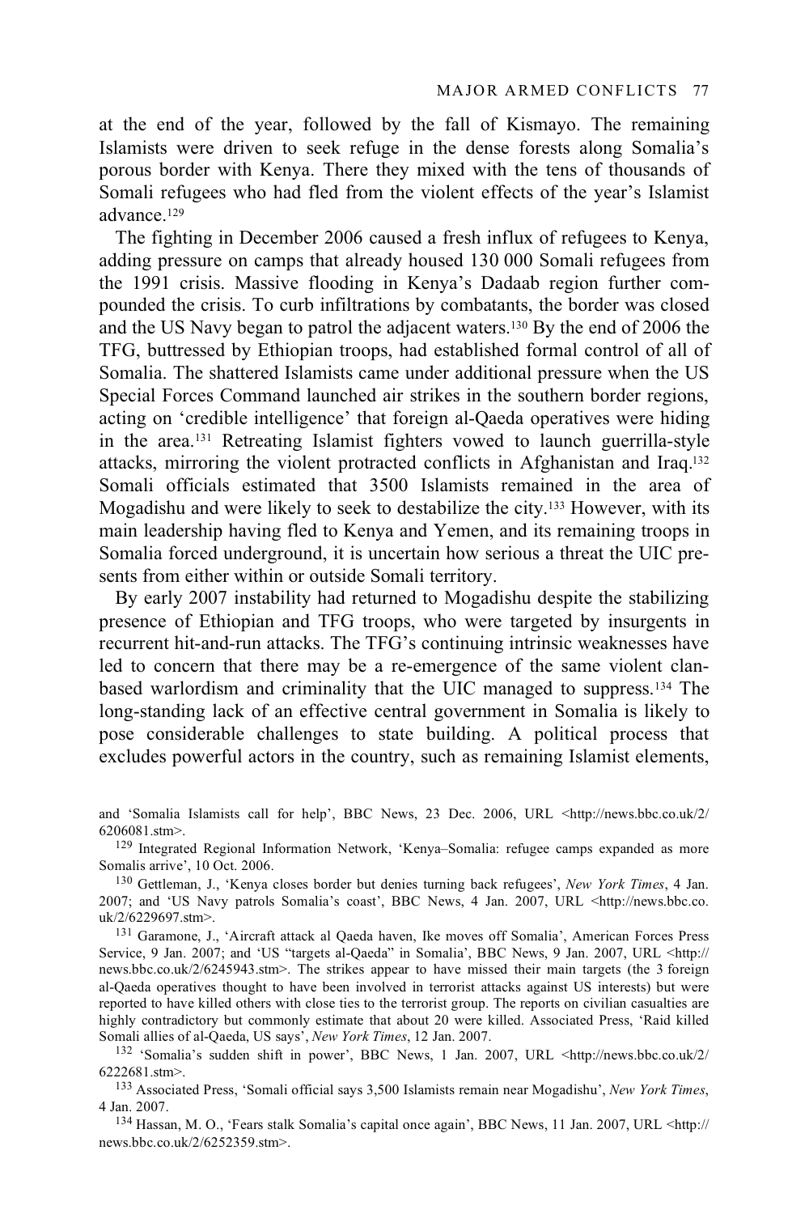at the end of the year, followed by the fall of Kismayo. The remaining Islamists were driven to seek refuge in the dense forests along Somalia's porous border with Kenya. There they mixed with the tens of thousands of Somali refugees who had fled from the violent effects of the year's Islamist advance.[129]

The fighting in December 2006 caused a fresh influx of refugees to Kenya, adding pressure on camps that already housed 130 000 Somali refugees from the 1991 crisis. Massive flooding in Kenya's Dadaab region further compounded the crisis. To curb infiltrations by combatants, the border was closed and the US Navy began to patrol the adjacent waters.[130] By the end of 2006 the TFG, buttressed by Ethiopian troops, had established formal control of all of Somalia. The shattered Islamists came under additional pressure when the US Special Forces Command launched air strikes in the southern border regions, acting on 'credible intelligence' that foreign al-Qaeda operatives were hiding in the area.[131] Retreating Islamist fighters vowed to launch guerrilla-style attacks, mirroring the violent protracted conflicts in Afghanistan and Iraq.[132] Somali officials estimated that 3500 Islamists remained in the area of Mogadishu and were likely to seek to destabilize the city.[133] However, with its main leadership having fled to Kenya and Yemen, and its remaining troops in Somalia forced underground, it is uncertain how serious a threat the UIC presents from either within or outside Somali territory.

By early 2007 instability had returned to Mogadishu despite the stabilizing presence of Ethiopian and TFG troops, who were targeted by insurgents in recurrent hit-and-run attacks. The TFG's continuing intrinsic weaknesses have led to concern that there may be a re-emergence of the same violent clan-based warlordism and criminality that the UIC managed to suppress.[134] The long-standing lack of an effective central government in Somalia is likely to pose considerable challenges to state building. A political process that excludes powerful actors in the country, such as remaining Islamist elements,

---

and 'Somalia Islamists call for help', BBC News, 23 Dec. 2006, URL <http://news.bbc.co.uk/2/6206081.stm>.

[129] Integrated Regional Information Network, 'Kenya–Somalia: refugee camps expanded as more Somalis arrive', 10 Oct. 2006.

[130] Gettleman, J., 'Kenya closes border but denies turning back refugees', *New York Times*, 4 Jan. 2007; and 'US Navy patrols Somalia's coast', BBC News, 4 Jan. 2007, URL <http://news.bbc.co.uk/2/6229697.stm>.

[131] Garamone, J., 'Aircraft attack al Qaeda haven, Ike moves off Somalia', American Forces Press Service, 9 Jan. 2007; and 'US "targets al-Qaeda" in Somalia', BBC News, 9 Jan. 2007, URL <http://news.bbc.co.uk/2/6245943.stm>. The strikes appear to have missed their main targets (the 3 foreign al-Qaeda operatives thought to have been involved in terrorist attacks against US interests) but were reported to have killed others with close ties to the terrorist group. The reports on civilian casualties are highly contradictory but commonly estimate that about 20 were killed. Associated Press, 'Raid killed Somali allies of al-Qaeda, US says', *New York Times*, 12 Jan. 2007.

[132] 'Somalia's sudden shift in power', BBC News, 1 Jan. 2007, URL <http://news.bbc.co.uk/2/6222681.stm>.

[133] Associated Press, 'Somali official says 3,500 Islamists remain near Mogadishu', *New York Times*, 4 Jan. 2007.

[134] Hassan, M. O., 'Fears stalk Somalia's capital once again', BBC News, 11 Jan. 2007, URL <http://news.bbc.co.uk/2/6252359.stm>.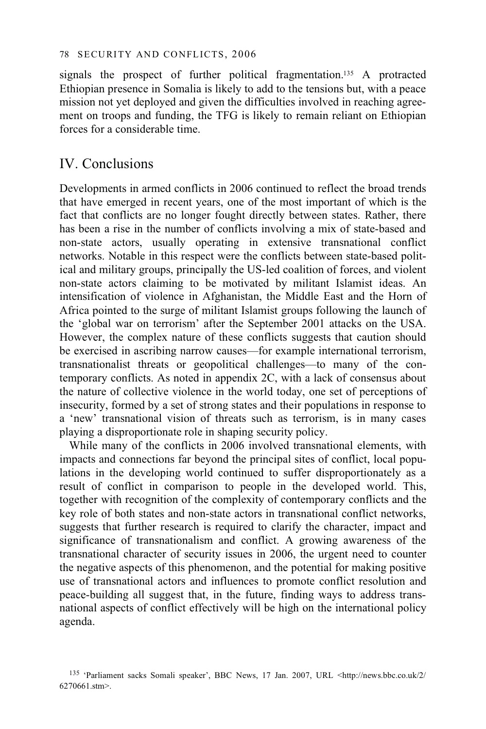signals the prospect of further political fragmentation.[135] A protracted Ethiopian presence in Somalia is likely to add to the tensions but, with a peace mission not yet deployed and given the difficulties involved in reaching agreement on troops and funding, the TFG is likely to remain reliant on Ethiopian forces for a considerable time.

## IV. Conclusions

Developments in armed conflicts in 2006 continued to reflect the broad trends that have emerged in recent years, one of the most important of which is the fact that conflicts are no longer fought directly between states. Rather, there has been a rise in the number of conflicts involving a mix of state-based and non-state actors, usually operating in extensive transnational conflict networks. Notable in this respect were the conflicts between state-based political and military groups, principally the US-led coalition of forces, and violent non-state actors claiming to be motivated by militant Islamist ideas. An intensification of violence in Afghanistan, the Middle East and the Horn of Africa pointed to the surge of militant Islamist groups following the launch of the 'global war on terrorism' after the September 2001 attacks on the USA. However, the complex nature of these conflicts suggests that caution should be exercised in ascribing narrow causes—for example international terrorism, transnationalist threats or geopolitical challenges—to many of the contemporary conflicts. As noted in appendix 2C, with a lack of consensus about the nature of collective violence in the world today, one set of perceptions of insecurity, formed by a set of strong states and their populations in response to a 'new' transnational vision of threats such as terrorism, is in many cases playing a disproportionate role in shaping security policy.

While many of the conflicts in 2006 involved transnational elements, with impacts and connections far beyond the principal sites of conflict, local populations in the developing world continued to suffer disproportionately as a result of conflict in comparison to people in the developed world. This, together with recognition of the complexity of contemporary conflicts and the key role of both states and non-state actors in transnational conflict networks, suggests that further research is required to clarify the character, impact and significance of transnationalism and conflict. A growing awareness of the transnational character of security issues in 2006, the urgent need to counter the negative aspects of this phenomenon, and the potential for making positive use of transnational actors and influences to promote conflict resolution and peace-building all suggest that, in the future, finding ways to address transnational aspects of conflict effectively will be high on the international policy agenda.

[135] 'Parliament sacks Somali speaker', BBC News, 17 Jan. 2007, URL <http://news.bbc.co.uk/2/6270661.stm>.